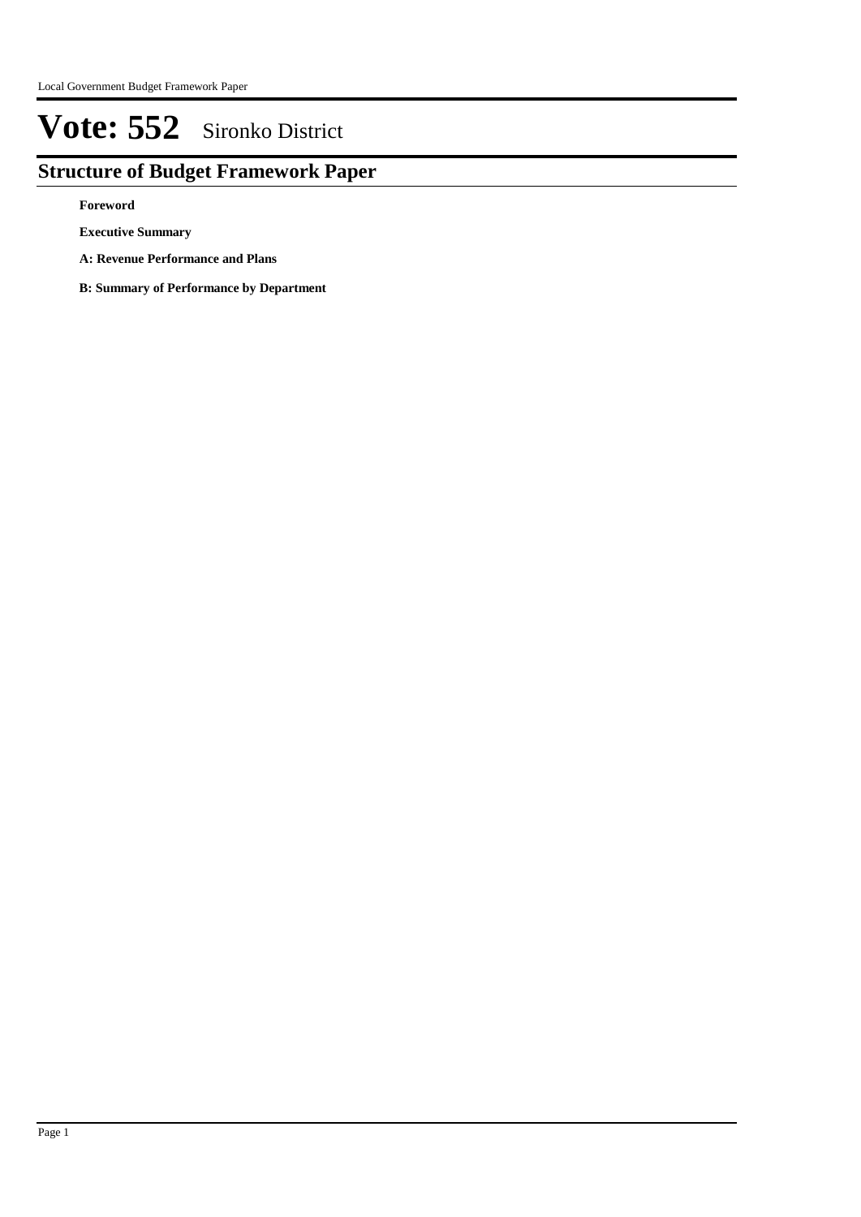# Vote: 552 Sironko District

## Structure of Budget Framework Paper

**Foreword**

**Executive Summary**

**A: Revenue Performance and Plans**

**B: Summary of Performance by Department**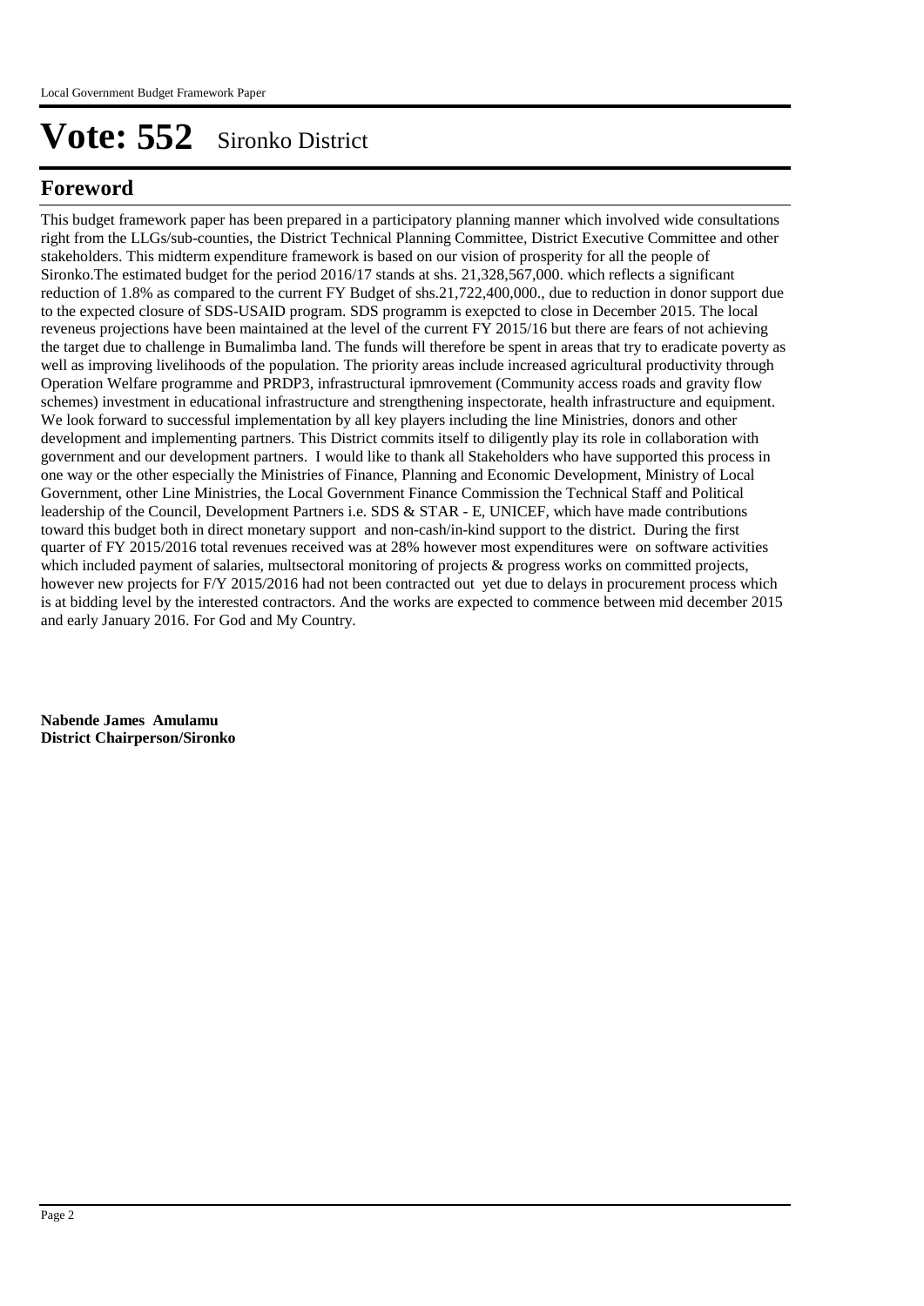# Vote: 552 Sironko District

## Foreword

This budget framework paper has been prepared in a participatory planning manner which involved wide consultations right from the LLGs/sub-counties, the District Technical Planning Committee, District Executive Committee and other stakeholders. This midterm expenditure framework is based on our vision of prosperity for all the people of Sironko.The estimated budget for the period 2016/17 stands at shs. 21,328,567,000. which reflects a significant reduction of 1.8% as compared to the current FY Budget of shs.21,722,400,000., due to reduction in donor support due to the expected closure of SDS-USAID program. SDS programm is exepcted to close in December 2015. The local reveneus projections have been maintained at the level of the current FY 2015/16 but there are fears of not achieving the target due to challenge in Bumalimba land. The funds will therefore be spent in areas that try to eradicate poverty as well as improving livelihoods of the population. The priority areas include increased agricultural productivity through Operation Welfare programme and PRDP3, infrastructural ipmrovement (Community access roads and gravity flow schemes) investment in educational infrastructure and strengthening inspectorate, health infrastructure and equipment. We look forward to successful implementation by all key players including the line Ministries, donors and other development and implementing partners. This District commits itself to diligently play its role in collaboration with government and our development partners. I would like to thank all Stakeholders who have supported this process in one way or the other especially the Ministries of Finance, Planning and Economic Development, Ministry of Local Government, other Line Ministries, the Local Government Finance Commission the Technical Staff and Political leadership of the Council, Development Partners i.e. SDS & STAR - E, UNICEF, which have made contributions toward this budget both in direct monetary support and non-cash/in-kind support to the district. During the first quarter of FY 2015/2016 total revenues received was at 28% however most expenditures were on software activities which included payment of salaries, multsectoral monitoring of projects & progress works on committed projects, however new projects for F/Y 2015/2016 had not been contracted out yet due to delays in procurement process which is at bidding level by the interested contractors. And the works are expected to commence between mid december 2015 and early January 2016. For God and My Country.

**Nabende James Amulamu**
**District Chairperson/Sironko**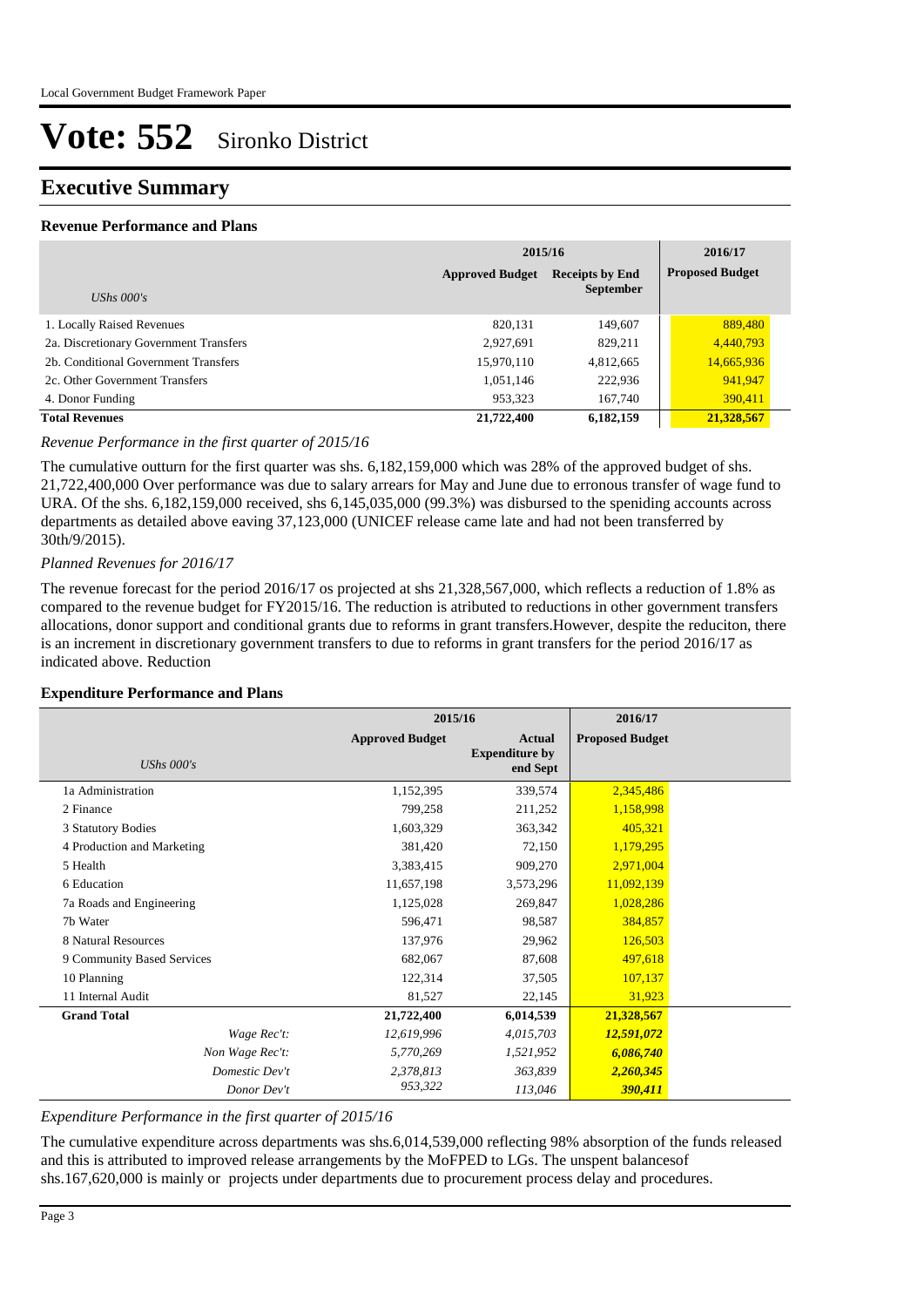# Vote: 552 Sironko District

## Executive Summary

### Revenue Performance and Plans

| | 2015/16 | | 2016/17 |
|---|---|---|---|
| *UShs 000's* | **Approved Budget** | **Receipts by End September** | **Proposed Budget** |
| 1. Locally Raised Revenues | 820,131 | 149,607 | 889,480 |
| 2a. Discretionary Government Transfers | 2,927,691 | 829,211 | 4,440,793 |
| 2b. Conditional Government Transfers | 15,970,110 | 4,812,665 | 14,665,936 |
| 2c. Other Government Transfers | 1,051,146 | 222,936 | 941,947 |
| 4. Donor Funding | 953,323 | 167,740 | 390,411 |
| **Total Revenues** | **21,722,400** | **6,182,159** | **21,328,567** |

*Revenue Performance in the first quarter of 2015/16*

The cumulative outturn for the first quarter was shs. 6,182,159,000 which was 28% of the approved budget of shs. 21,722,400,000 Over performance was due to salary arrears for May and June due to erronous transfer of wage fund to URA. Of the shs. 6,182,159,000 received, shs 6,145,035,000 (99.3%) was disbursed to the speniding accounts across departments as detailed above eaving 37,123,000 (UNICEF release came late and had not been transferred by 30th/9/2015).

*Planned Revenues for 2016/17*

The revenue forecast for the period 2016/17 os projected at shs 21,328,567,000, which reflects a reduction of 1.8% as compared to the revenue budget for FY2015/16. The reduction is atributed to reductions in other government transfers allocations, donor support and conditional grants due to reforms in grant transfers.However, despite the reduciton, there is an increment in discretionary government transfers to due to reforms in grant transfers for the period 2016/17 as indicated above. Reduction

### Expenditure Performance and Plans

| | 2015/16 | | 2016/17 |
|---|---|---|---|
| *UShs 000's* | **Approved Budget** | **Actual Expenditure by end Sept** | **Proposed Budget** |
| 1a Administration | 1,152,395 | 339,574 | 2,345,486 |
| 2 Finance | 799,258 | 211,252 | 1,158,998 |
| 3 Statutory Bodies | 1,603,329 | 363,342 | 405,321 |
| 4 Production and Marketing | 381,420 | 72,150 | 1,179,295 |
| 5 Health | 3,383,415 | 909,270 | 2,971,004 |
| 6 Education | 11,657,198 | 3,573,296 | 11,092,139 |
| 7a Roads and Engineering | 1,125,028 | 269,847 | 1,028,286 |
| 7b Water | 596,471 | 98,587 | 384,857 |
| 8 Natural Resources | 137,976 | 29,962 | 126,503 |
| 9 Community Based Services | 682,067 | 87,608 | 497,618 |
| 10 Planning | 122,314 | 37,505 | 107,137 |
| 11 Internal Audit | 81,527 | 22,145 | 31,923 |
| **Grand Total** | **21,722,400** | **6,014,539** | **21,328,567** |
| *Wage Rec't:* | *12,619,996* | *4,015,703* | ***12,591,072*** |
| *Non Wage Rec't:* | *5,770,269* | *1,521,952* | ***6,086,740*** |
| *Domestic Dev't* | *2,378,813* | *363,839* | ***2,260,345*** |
| *Donor Dev't* | *953,322* | *113,046* | ***390,411*** |

*Expenditure Performance in the first quarter of 2015/16*

The cumulative expenditure across departments was shs.6,014,539,000 reflecting 98% absorption of the funds released and this is attributed to improved release arrangements by the MoFPED to LGs. The unspent balancesof shs.167,620,000 is mainly or projects under departments due to procurement process delay and procedures.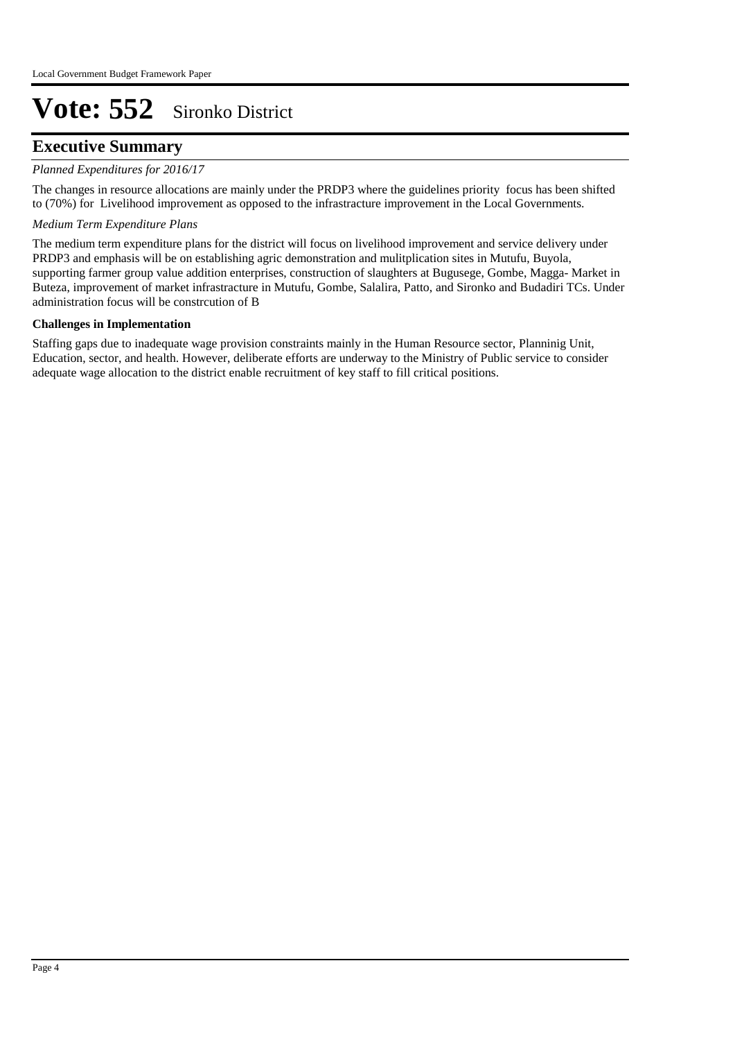# Vote: 552 Sironko District

## Executive Summary

*Planned Expenditures for 2016/17*

The changes in resource allocations are mainly under the PRDP3 where the guidelines priority focus has been shifted to (70%) for Livelihood improvement as opposed to the infrastracture improvement in the Local Governments.

*Medium Term Expenditure Plans*

The medium term expenditure plans for the district will focus on livelihood improvement and service delivery under PRDP3 and emphasis will be on establishing agric demonstration and mulitplication sites in Mutufu, Buyola, supporting farmer group value addition enterprises, construction of slaughters at Bugusege, Gombe, Magga- Market in Buteza, improvement of market infrastracture in Mutufu, Gombe, Salalira, Patto, and Sironko and Budadiri TCs. Under administration focus will be constrcution of B

**Challenges in Implementation**

Staffing gaps due to inadequate wage provision constraints mainly in the Human Resource sector, Planninig Unit, Education, sector, and health. However, deliberate efforts are underway to the Ministry of Public service to consider adequate wage allocation to the district enable recruitment of key staff to fill critical positions.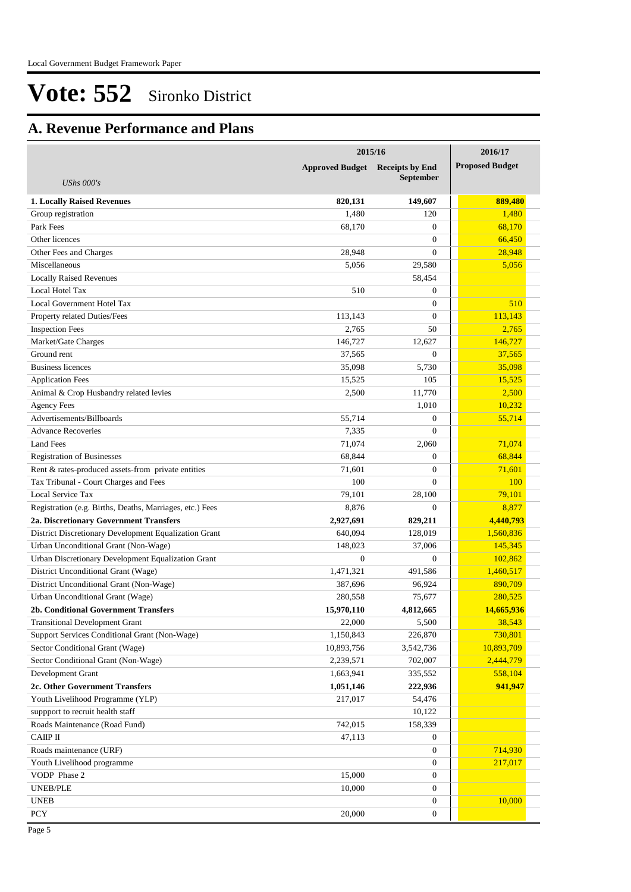Local Government Budget Framework Paper

# Vote: 552 Sironko District

## A. Revenue Performance and Plans

| UShs 000's | 2015/16 Approved Budget | 2015/16 Receipts by End September | 2016/17 Proposed Budget |
|---|---|---|---|
| **1. Locally Raised Revenues** | **820,131** | **149,607** | **889,480** |
| Group registration | 1,480 | 120 | 1,480 |
| Park Fees | 68,170 | 0 | 68,170 |
| Other licences | | 0 | 66,450 |
| Other Fees and Charges | 28,948 | 0 | 28,948 |
| Miscellaneous | 5,056 | 29,580 | 5,056 |
| Locally Raised Revenues | | 58,454 | |
| Local Hotel Tax | 510 | 0 | |
| Local Government Hotel Tax | | 0 | 510 |
| Property related Duties/Fees | 113,143 | 0 | 113,143 |
| Inspection Fees | 2,765 | 50 | 2,765 |
| Market/Gate Charges | 146,727 | 12,627 | 146,727 |
| Ground rent | 37,565 | 0 | 37,565 |
| Business licences | 35,098 | 5,730 | 35,098 |
| Application Fees | 15,525 | 105 | 15,525 |
| Animal & Crop Husbandry related levies | 2,500 | 11,770 | 2,500 |
| Agency Fees | | 1,010 | 10,232 |
| Advertisements/Billboards | 55,714 | 0 | 55,714 |
| Advance Recoveries | 7,335 | 0 | |
| Land Fees | 71,074 | 2,060 | 71,074 |
| Registration of Businesses | 68,844 | 0 | 68,844 |
| Rent & rates-produced assets-from private entities | 71,601 | 0 | 71,601 |
| Tax Tribunal - Court Charges and Fees | 100 | 0 | 100 |
| Local Service Tax | 79,101 | 28,100 | 79,101 |
| Registration (e.g. Births, Deaths, Marriages, etc.) Fees | 8,876 | 0 | 8,877 |
| **2a. Discretionary Government Transfers** | **2,927,691** | **829,211** | **4,440,793** |
| District Discretionary Development Equalization Grant | 640,094 | 128,019 | 1,560,836 |
| Urban Unconditional Grant (Non-Wage) | 148,023 | 37,006 | 145,345 |
| Urban Discretionary Development Equalization Grant | 0 | 0 | 102,862 |
| District Unconditional Grant (Wage) | 1,471,321 | 491,586 | 1,460,517 |
| District Unconditional Grant (Non-Wage) | 387,696 | 96,924 | 890,709 |
| Urban Unconditional Grant (Wage) | 280,558 | 75,677 | 280,525 |
| **2b. Conditional Government Transfers** | **15,970,110** | **4,812,665** | **14,665,936** |
| Transitional Development Grant | 22,000 | 5,500 | 38,543 |
| Support Services Conditional Grant (Non-Wage) | 1,150,843 | 226,870 | 730,801 |
| Sector Conditional Grant (Wage) | 10,893,756 | 3,542,736 | 10,893,709 |
| Sector Conditional Grant (Non-Wage) | 2,239,571 | 702,007 | 2,444,779 |
| Development Grant | 1,663,941 | 335,552 | 558,104 |
| **2c. Other Government Transfers** | **1,051,146** | **222,936** | **941,947** |
| Youth Livelihood Programme (YLP) | 217,017 | 54,476 | |
| suppport to recruit health staff | | 10,122 | |
| Roads Maintenance (Road Fund) | 742,015 | 158,339 | |
| CAIIP II | 47,113 | 0 | |
| Roads maintenance (URF) | | 0 | 714,930 |
| Youth Livelihood programme | | 0 | 217,017 |
| VODP Phase 2 | 15,000 | 0 | |
| UNEB/PLE | 10,000 | 0 | |
| UNEB | | 0 | 10,000 |
| PCY | 20,000 | 0 | |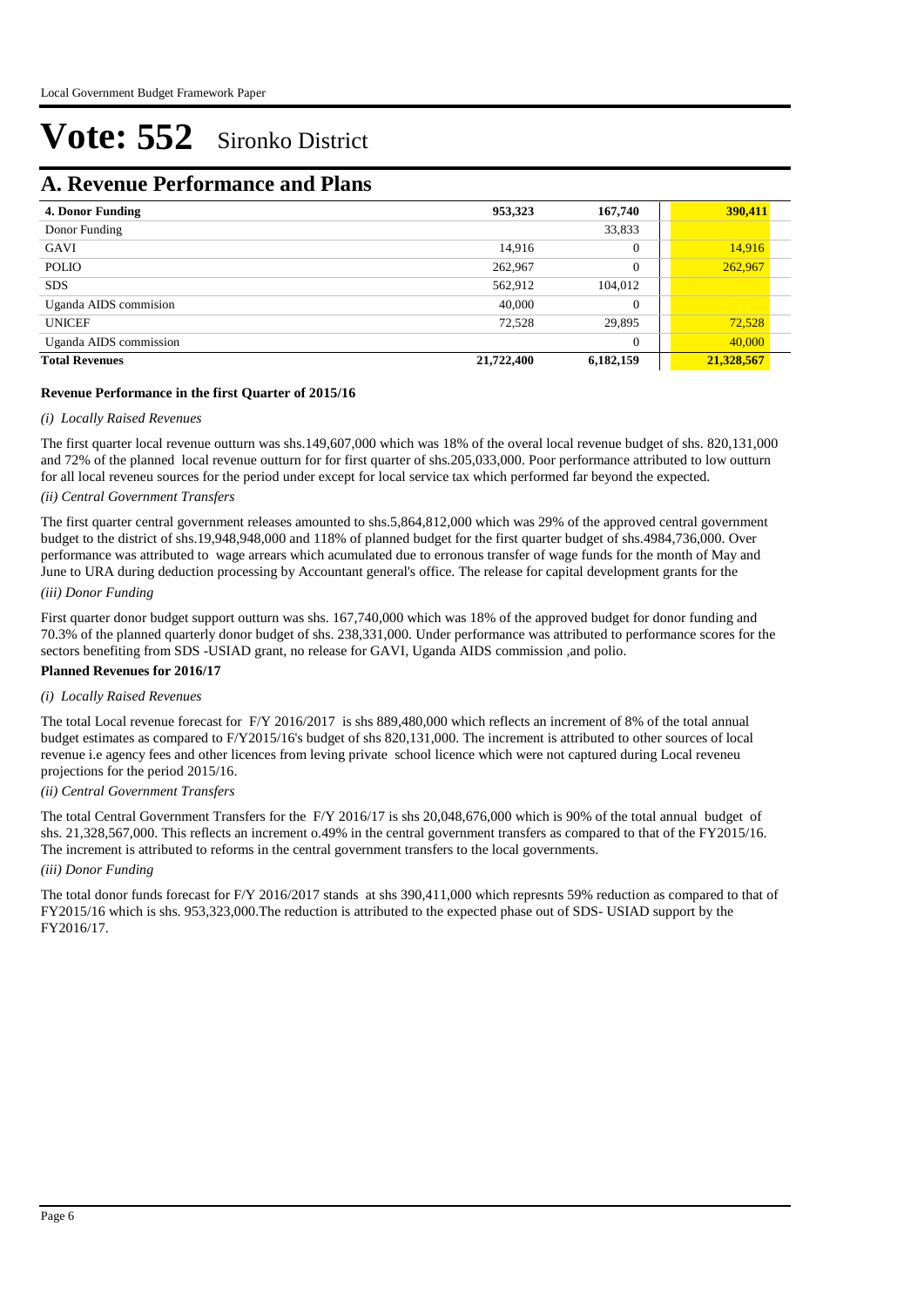# Vote: 552 Sironko District

## A. Revenue Performance and Plans

| | | | |
|---|---|---|---|
| **4. Donor Funding** | **953,323** | **167,740** | **390,411** |
| Donor Funding | | 33,833 | |
| GAVI | 14,916 | 0 | 14,916 |
| POLIO | 262,967 | 0 | 262,967 |
| SDS | 562,912 | 104,012 | |
| Uganda AIDS commision | 40,000 | 0 | |
| UNICEF | 72,528 | 29,895 | 72,528 |
| Uganda AIDS commission | | 0 | 40,000 |
| **Total Revenues** | **21,722,400** | **6,182,159** | **21,328,567** |

**Revenue Performance in the first Quarter of 2015/16**

*(i) Locally Raised Revenues*

The first quarter local revenue outturn was shs.149,607,000 which was 18% of the overal local revenue budget of shs. 820,131,000 and 72% of the planned local revenue outturn for for first quarter of shs.205,033,000. Poor performance attributed to low outturn for all local reveneu sources for the period under except for local service tax which performed far beyond the expected.

*(ii) Central Government Transfers*

The first quarter central government releases amounted to shs.5,864,812,000 which was 29% of the approved central government budget to the district of shs.19,948,948,000 and 118% of planned budget for the first quarter budget of shs.4984,736,000. Over performance was attributed to wage arrears which acumulated due to erronous transfer of wage funds for the month of May and June to URA during deduction processing by Accountant general's office. The release for capital development grants for the

*(iii) Donor Funding*

First quarter donor budget support outturn was shs. 167,740,000 which was 18% of the approved budget for donor funding and 70.3% of the planned quarterly donor budget of shs. 238,331,000. Under performance was attributed to performance scores for the sectors benefiting from SDS -USIAD grant, no release for GAVI, Uganda AIDS commission ,and polio.

**Planned Revenues for 2016/17**

*(i) Locally Raised Revenues*

The total Local revenue forecast for F/Y 2016/2017 is shs 889,480,000 which reflects an increment of 8% of the total annual budget estimates as compared to F/Y2015/16's budget of shs 820,131,000. The increment is attributed to other sources of local revenue i.e agency fees and other licences from leving private school licence which were not captured during Local reveneu projections for the period 2015/16.

*(ii) Central Government Transfers*

The total Central Government Transfers for the F/Y 2016/17 is shs 20,048,676,000 which is 90% of the total annual budget of shs. 21,328,567,000. This reflects an increment o.49% in the central government transfers as compared to that of the FY2015/16. The increment is attributed to reforms in the central government transfers to the local governments.

*(iii) Donor Funding*

The total donor funds forecast for F/Y 2016/2017 stands at shs 390,411,000 which represnts 59% reduction as compared to that of FY2015/16 which is shs. 953,323,000.The reduction is attributed to the expected phase out of SDS- USIAD support by the FY2016/17.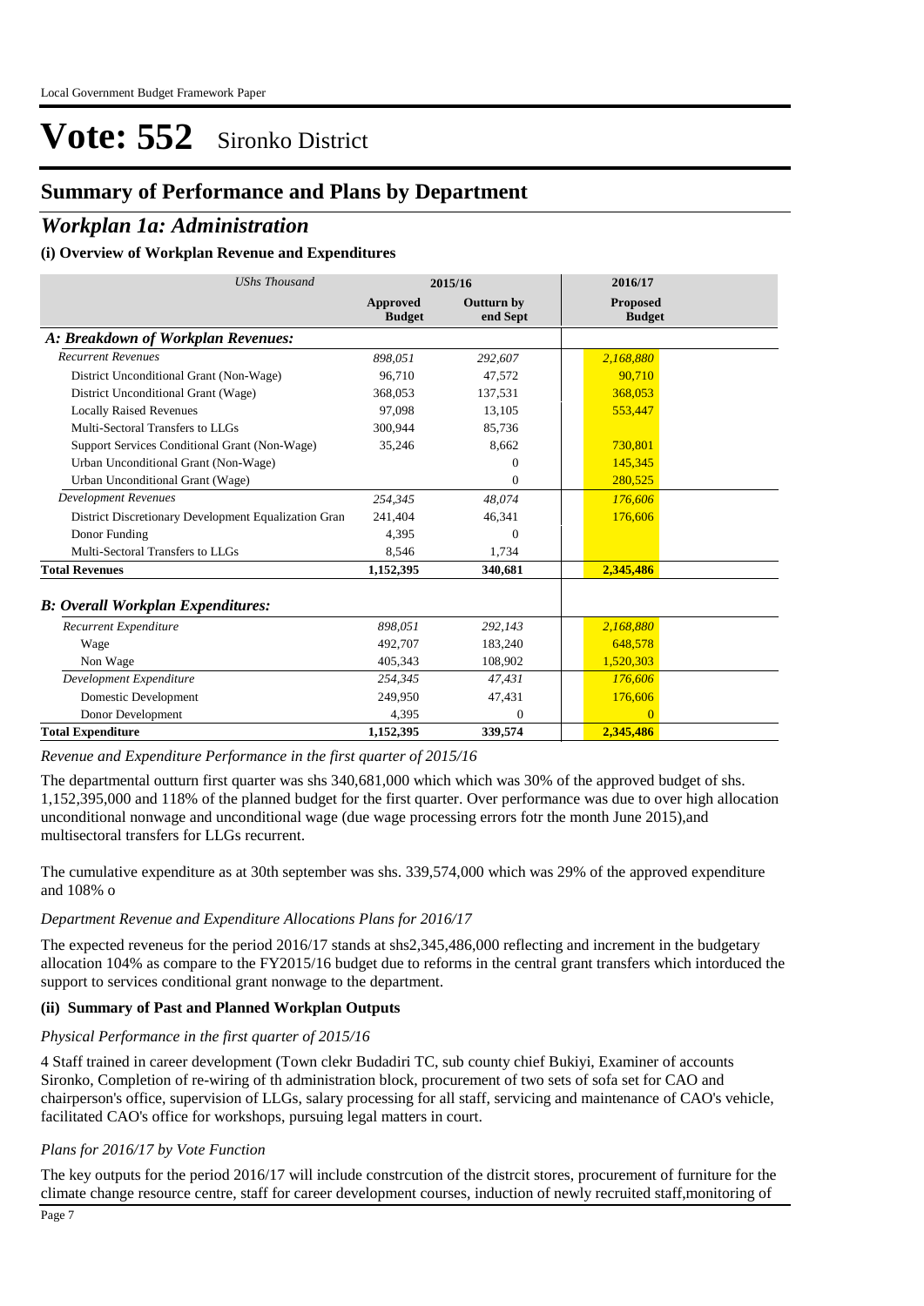# Vote: 552 Sironko District

## Summary of Performance and Plans by Department

## *Workplan 1a: Administration*

### (i) Overview of Workplan Revenue and Expenditures

| *UShs Thousand* | 2015/16 | | 2016/17 |
|---|---|---|---|
| | **Approved Budget** | **Outturn by end Sept** | **Proposed Budget** |
| ***A: Breakdown of Workplan Revenues:*** | | | |
| *Recurrent Revenues* | *898,051* | *292,607* | *2,168,880* |
| District Unconditional Grant (Non-Wage) | 96,710 | 47,572 | 90,710 |
| District Unconditional Grant (Wage) | 368,053 | 137,531 | 368,053 |
| Locally Raised Revenues | 97,098 | 13,105 | 553,447 |
| Multi-Sectoral Transfers to LLGs | 300,944 | 85,736 | |
| Support Services Conditional Grant (Non-Wage) | 35,246 | 8,662 | 730,801 |
| Urban Unconditional Grant (Non-Wage) | | 0 | 145,345 |
| Urban Unconditional Grant (Wage) | | 0 | 280,525 |
| *Development Revenues* | *254,345* | *48,074* | *176,606* |
| District Discretionary Development Equalization Gran | 241,404 | 46,341 | 176,606 |
| Donor Funding | 4,395 | 0 | |
| Multi-Sectoral Transfers to LLGs | 8,546 | 1,734 | |
| **Total Revenues** | **1,152,395** | **340,681** | **2,345,486** |
| ***B: Overall Workplan Expenditures:*** | | | |
| *Recurrent Expenditure* | *898,051* | *292,143* | *2,168,880* |
| Wage | 492,707 | 183,240 | 648,578 |
| Non Wage | 405,343 | 108,902 | 1,520,303 |
| *Development Expenditure* | *254,345* | *47,431* | *176,606* |
| Domestic Development | 249,950 | 47,431 | 176,606 |
| Donor Development | 4,395 | 0 | 0 |
| **Total Expenditure** | **1,152,395** | **339,574** | **2,345,486** |

*Revenue and Expenditure Performance in the first quarter of 2015/16*

The departmental outturn first quarter was shs 340,681,000 which which was 30% of the approved budget of shs. 1,152,395,000 and 118% of the planned budget for the first quarter. Over performance was due to over high allocation unconditional nonwage and unconditional wage (due wage processing errors fotr the month June 2015),and multisectoral transfers for LLGs recurrent.

The cumulative expenditure as at 30th september was shs. 339,574,000 which was 29% of the approved expenditure and 108% o

*Department Revenue and Expenditure Allocations Plans for 2016/17*

The expected reveneus for the period 2016/17 stands at shs2,345,486,000 reflecting and increment in the budgetary allocation 104% as compare to the FY2015/16 budget due to reforms in the central grant transfers which intorduced the support to services conditional grant nonwage to the department.

### (ii) Summary of Past and Planned Workplan Outputs

*Physical Performance in the first quarter of 2015/16*

4 Staff trained in career development (Town clekr Budadiri TC, sub county chief Bukiyi, Examiner of accounts Sironko, Completion of re-wiring of th administration block, procurement of two sets of sofa set for CAO and chairperson's office, supervision of LLGs, salary processing for all staff, servicing and maintenance of CAO's vehicle, facilitated CAO's office for workshops, pursuing legal matters in court.

*Plans for 2016/17 by Vote Function*

The key outputs for the period 2016/17 will include constrcution of the distrcit stores, procurement of furniture for the climate change resource centre, staff for career development courses, induction of newly recruited staff,monitoring of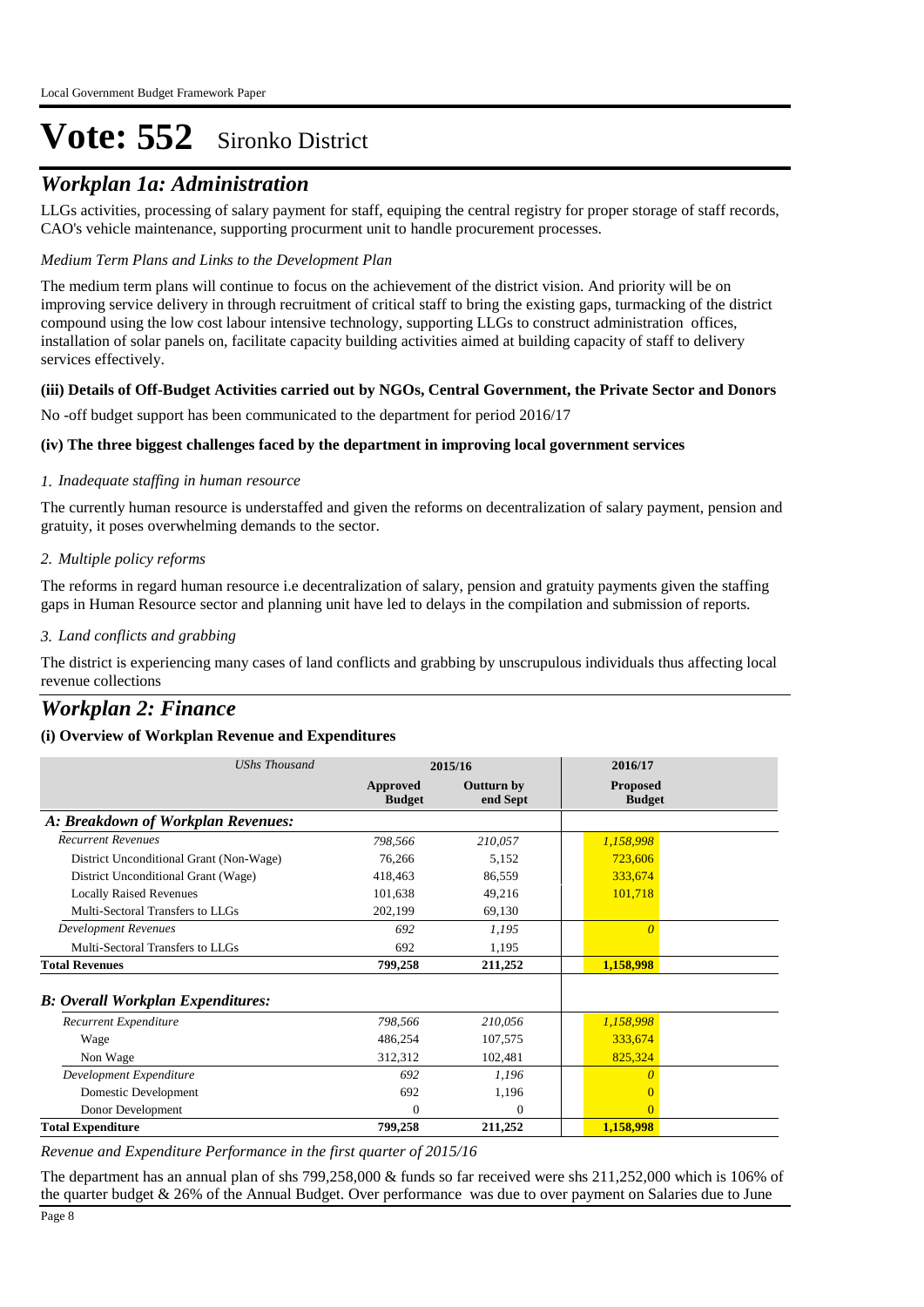# Vote: 552 Sironko District

## *Workplan 1a: Administration*

LLGs activities, processing of salary payment for staff, equiping the central registry for proper storage of staff records, CAO's vehicle maintenance, supporting procurment unit to handle procurement processes.

*Medium Term Plans and Links to the Development Plan*

The medium term plans will continue to focus on the achievement of the district vision. And priority will be on improving service delivery in through recruitment of critical staff to bring the existing gaps, turmacking of the district compound using the low cost labour intensive technology, supporting LLGs to construct administration offices, installation of solar panels on, facilitate capacity building activities aimed at building capacity of staff to delivery services effectively.

**(iii) Details of Off-Budget Activities carried out by NGOs, Central Government, the Private Sector and Donors**

No -off budget support has been communicated to the department for period 2016/17

**(iv) The three biggest challenges faced by the department in improving local government services**

*1. Inadequate staffing in human resource*

The currently human resource is understaffed and given the reforms on decentralization of salary payment, pension and gratuity, it poses overwhelming demands to the sector.

*2. Multiple policy reforms*

The reforms in regard human resource i.e decentralization of salary, pension and gratuity payments given the staffing gaps in Human Resource sector and planning unit have led to delays in the compilation and submission of reports.

*3. Land conflicts and grabbing*

The district is experiencing many cases of land conflicts and grabbing by unscrupulous individuals thus affecting local revenue collections

## *Workplan 2: Finance*

**(i) Overview of Workplan Revenue and Expenditures**

| *UShs Thousand* | 2015/16 | | 2016/17 |
|---|---|---|---|
| | **Approved Budget** | **Outturn by end Sept** | **Proposed Budget** |
| ***A: Breakdown of Workplan Revenues:*** | | | |
| *Recurrent Revenues* | *798,566* | *210,057* | *1,158,998* |
| District Unconditional Grant (Non-Wage) | 76,266 | 5,152 | 723,606 |
| District Unconditional Grant (Wage) | 418,463 | 86,559 | 333,674 |
| Locally Raised Revenues | 101,638 | 49,216 | 101,718 |
| Multi-Sectoral Transfers to LLGs | 202,199 | 69,130 | |
| *Development Revenues* | *692* | *1,195* | *0* |
| Multi-Sectoral Transfers to LLGs | 692 | 1,195 | |
| **Total Revenues** | **799,258** | **211,252** | **1,158,998** |
| ***B: Overall Workplan Expenditures:*** | | | |
| *Recurrent Expenditure* | *798,566* | *210,056* | *1,158,998* |
| Wage | 486,254 | 107,575 | 333,674 |
| Non Wage | 312,312 | 102,481 | 825,324 |
| *Development Expenditure* | *692* | *1,196* | *0* |
| Domestic Development | 692 | 1,196 | 0 |
| Donor Development | 0 | 0 | 0 |
| **Total Expenditure** | **799,258** | **211,252** | **1,158,998** |

*Revenue and Expenditure Performance in the first quarter of 2015/16*

The department has an annual plan of shs 799,258,000 & funds so far received were shs 211,252,000 which is 106% of the quarter budget & 26% of the Annual Budget. Over performance was due to over payment on Salaries due to June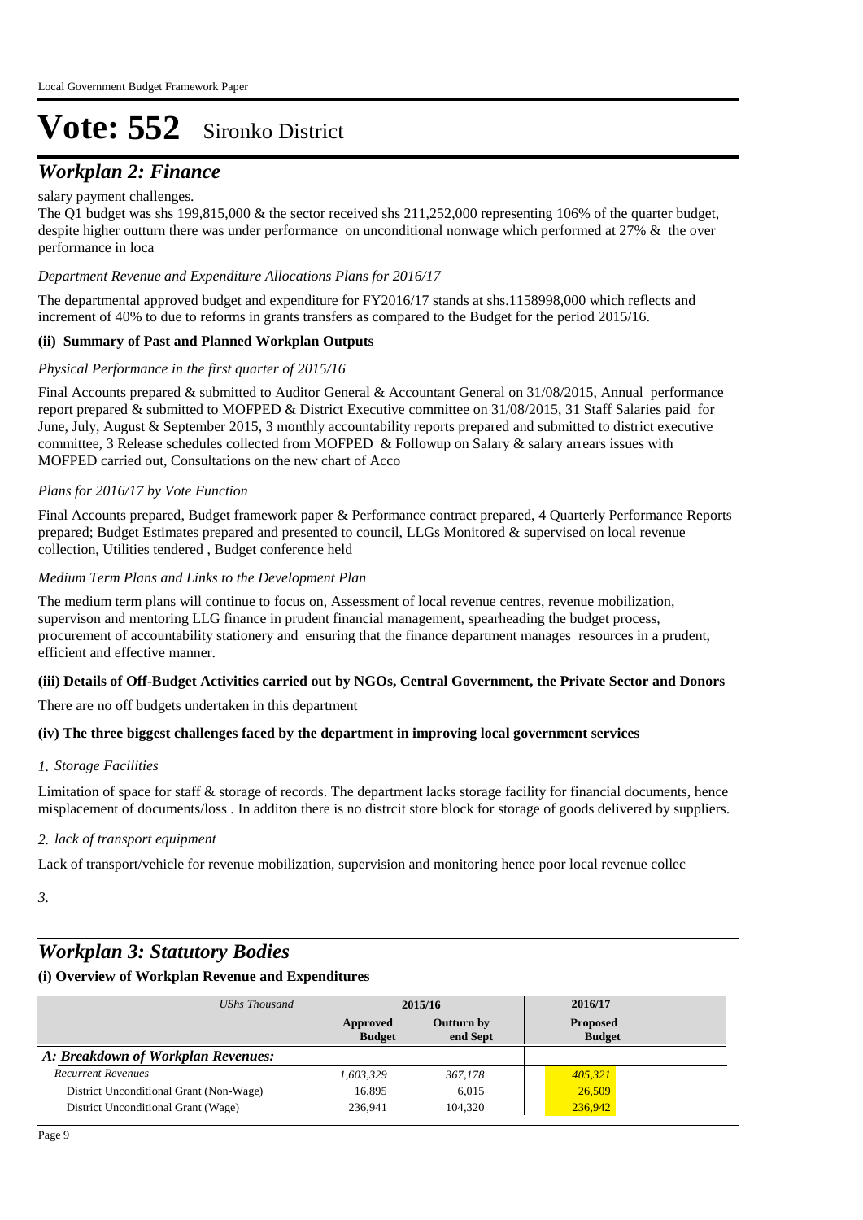# Vote: 552 Sironko District

## *Workplan 2: Finance*

salary payment challenges.
The Q1 budget was shs 199,815,000 & the sector received shs 211,252,000 representing 106% of the quarter budget, despite higher outturn there was under performance on unconditional nonwage which performed at 27% & the over performance in loca

*Department Revenue and Expenditure Allocations Plans for 2016/17*

The departmental approved budget and expenditure for FY2016/17 stands at shs.1158998,000 which reflects and increment of 40% to due to reforms in grants transfers as compared to the Budget for the period 2015/16.

**(ii) Summary of Past and Planned Workplan Outputs**

*Physical Performance in the first quarter of 2015/16*

Final Accounts prepared & submitted to Auditor General & Accountant General on 31/08/2015, Annual performance report prepared & submitted to MOFPED & District Executive committee on 31/08/2015, 31 Staff Salaries paid for June, July, August & September 2015, 3 monthly accountability reports prepared and submitted to district executive committee, 3 Release schedules collected from MOFPED & Followup on Salary & salary arrears issues with MOFPED carried out, Consultations on the new chart of Acco

*Plans for 2016/17 by Vote Function*

Final Accounts prepared, Budget framework paper & Performance contract prepared, 4 Quarterly Performance Reports prepared; Budget Estimates prepared and presented to council, LLGs Monitored & supervised on local revenue collection, Utilities tendered , Budget conference held

*Medium Term Plans and Links to the Development Plan*

The medium term plans will continue to focus on, Assessment of local revenue centres, revenue mobilization, supervison and mentoring LLG finance in prudent financial management, spearheading the budget process, procurement of accountability stationery and ensuring that the finance department manages resources in a prudent, efficient and effective manner.

**(iii) Details of Off-Budget Activities carried out by NGOs, Central Government, the Private Sector and Donors**

There are no off budgets undertaken in this department

**(iv) The three biggest challenges faced by the department in improving local government services**

*1. Storage Facilities*

Limitation of space for staff & storage of records. The department lacks storage facility for financial documents, hence misplacement of documents/loss . In additon there is no distrcit store block for storage of goods delivered by suppliers.

*2. lack of transport equipment*

Lack of transport/vehicle for revenue mobilization, supervision and monitoring hence poor local revenue collec

*3.*

## *Workplan 3: Statutory Bodies*

**(i) Overview of Workplan Revenue and Expenditures**

| *UShs Thousand* | 2015/16 | | 2016/17 |
|---|---|---|---|
| | **Approved Budget** | **Outturn by end Sept** | **Proposed Budget** |
| ***A: Breakdown of Workplan Revenues:*** | | | |
| *Recurrent Revenues* | *1,603,329* | *367,178* | *405,321* |
| District Unconditional Grant (Non-Wage) | 16,895 | 6,015 | 26,509 |
| District Unconditional Grant (Wage) | 236,941 | 104,320 | 236,942 |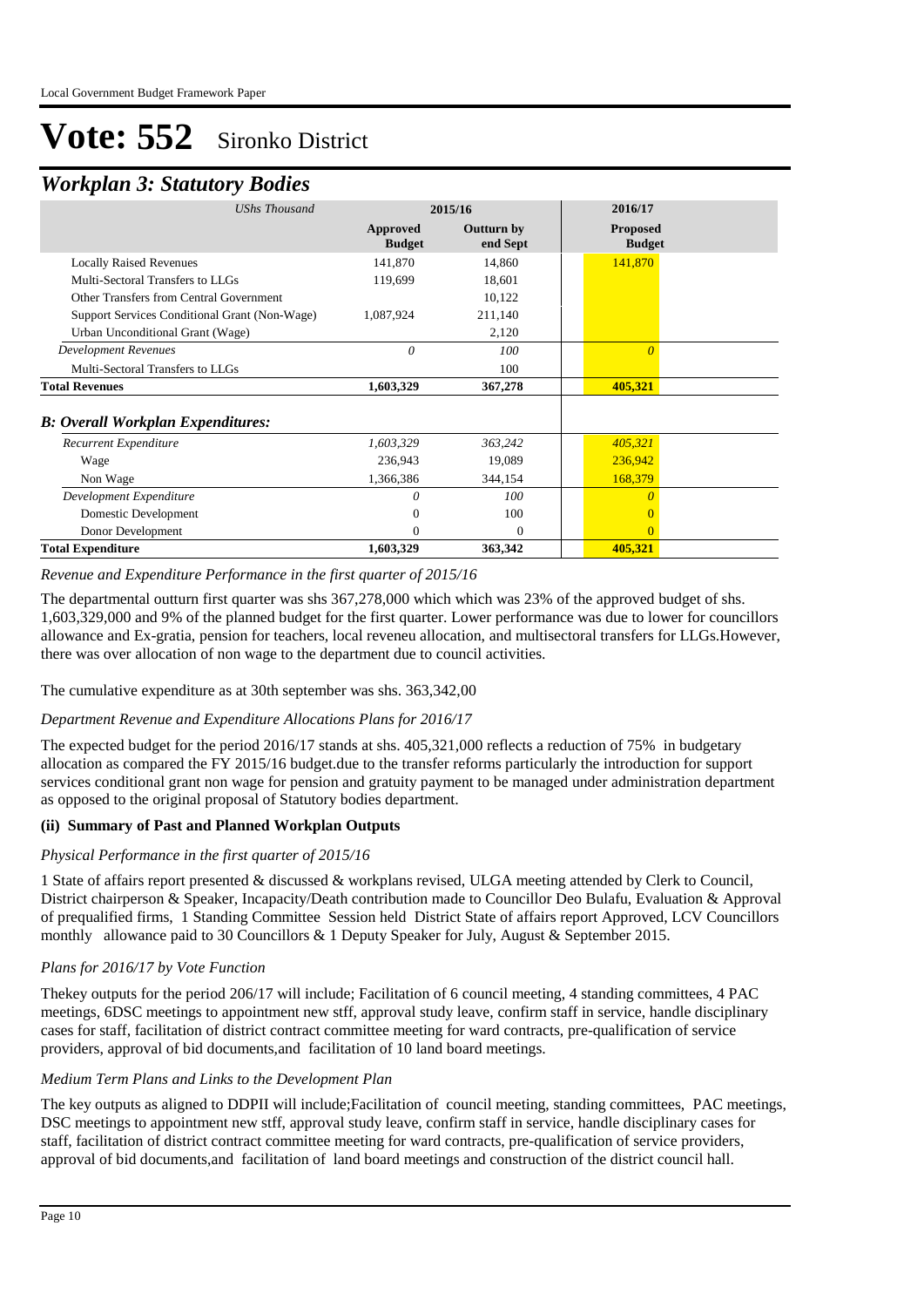# Vote: 552 Sironko District

## *Workplan 3: Statutory Bodies*

| *UShs Thousand* | 2015/16 | | 2016/17 |
|---|---|---|---|
| | **Approved Budget** | **Outturn by end Sept** | **Proposed Budget** |
| Locally Raised Revenues | 141,870 | 14,860 | 141,870 |
| Multi-Sectoral Transfers to LLGs | 119,699 | 18,601 | |
| Other Transfers from Central Government | | 10,122 | |
| Support Services Conditional Grant (Non-Wage) | 1,087,924 | 211,140 | |
| Urban Unconditional Grant (Wage) | | 2,120 | |
| *Development Revenues* | *0* | *100* | *0* |
| Multi-Sectoral Transfers to LLGs | | 100 | |
| **Total Revenues** | **1,603,329** | **367,278** | **405,321** |
| ***B: Overall Workplan Expenditures:*** | | | |
| *Recurrent Expenditure* | *1,603,329* | *363,242* | *405,321* |
| Wage | 236,943 | 19,089 | 236,942 |
| Non Wage | 1,366,386 | 344,154 | 168,379 |
| *Development Expenditure* | *0* | *100* | *0* |
| Domestic Development | 0 | 100 | 0 |
| Donor Development | 0 | 0 | 0 |
| **Total Expenditure** | **1,603,329** | **363,342** | **405,321** |

*Revenue and Expenditure Performance in the first quarter of 2015/16*

The departmental outturn first quarter was shs 367,278,000 which which was 23% of the approved budget of shs. 1,603,329,000 and 9% of the planned budget for the first quarter. Lower performance was due to lower for councillors allowance and Ex-gratia, pension for teachers, local reveneu allocation, and multisectoral transfers for LLGs.However, there was over allocation of non wage to the department due to council activities.

The cumulative expenditure as at 30th september was shs. 363,342,00

*Department Revenue and Expenditure Allocations Plans for 2016/17*

The expected budget for the period 2016/17 stands at shs. 405,321,000 reflects a reduction of 75% in budgetary allocation as compared the FY 2015/16 budget.due to the transfer reforms particularly the introduction for support services conditional grant non wage for pension and gratuity payment to be managed under administration department as opposed to the original proposal of Statutory bodies department.

**(ii) Summary of Past and Planned Workplan Outputs**

*Physical Performance in the first quarter of 2015/16*

1 State of affairs report presented & discussed & workplans revised, ULGA meeting attended by Clerk to Council, District chairperson & Speaker, Incapacity/Death contribution made to Councillor Deo Bulafu, Evaluation & Approval of prequalified firms, 1 Standing Committee Session held District State of affairs report Approved, LCV Councillors monthly allowance paid to 30 Councillors & 1 Deputy Speaker for July, August & September 2015.

*Plans for 2016/17 by Vote Function*

Thekey outputs for the period 206/17 will include; Facilitation of 6 council meeting, 4 standing committees, 4 PAC meetings, 6DSC meetings to appointment new stff, approval study leave, confirm staff in service, handle disciplinary cases for staff, facilitation of district contract committee meeting for ward contracts, pre-qualification of service providers, approval of bid documents,and facilitation of 10 land board meetings.

*Medium Term Plans and Links to the Development Plan*

The key outputs as aligned to DDPII will include;Facilitation of council meeting, standing committees, PAC meetings, DSC meetings to appointment new stff, approval study leave, confirm staff in service, handle disciplinary cases for staff, facilitation of district contract committee meeting for ward contracts, pre-qualification of service providers, approval of bid documents,and facilitation of land board meetings and construction of the district council hall.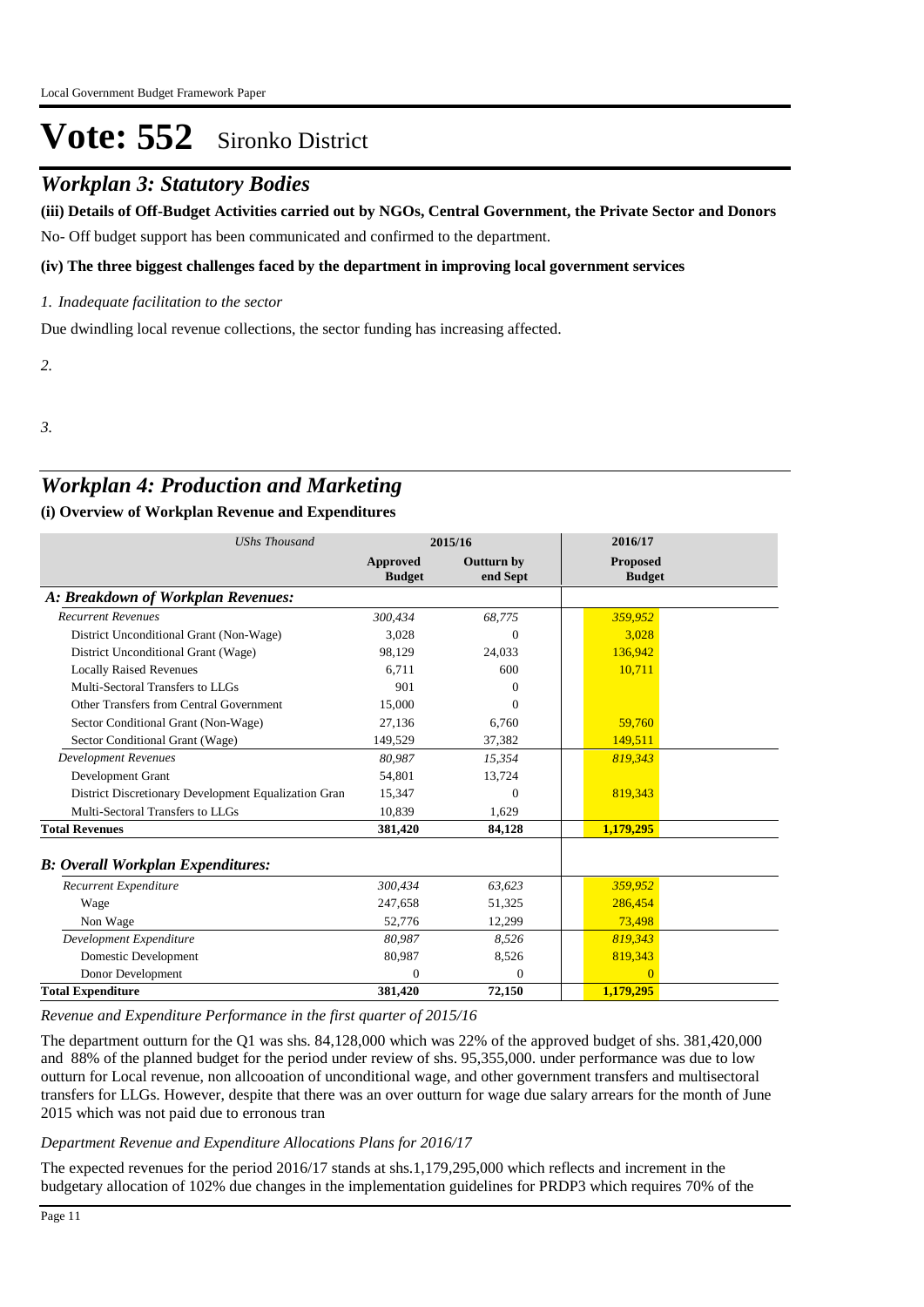# Vote: 552 Sironko District

## Workplan 3: Statutory Bodies

**(iii) Details of Off-Budget Activities carried out by NGOs, Central Government, the Private Sector and Donors**

No- Off budget support has been communicated and confirmed to the department.

**(iv) The three biggest challenges faced by the department in improving local government services**

*1. Inadequate facilitation to the sector*

Due dwindling local revenue collections, the sector funding has increasing affected.

*2.*

*3.*

## Workplan 4: Production and Marketing

**(i) Overview of Workplan Revenue and Expenditures**

| *UShs Thousand* | 2015/16 | | 2016/17 |
|---|---|---|---|
| | **Approved Budget** | **Outturn by end Sept** | **Proposed Budget** |
| ***A: Breakdown of Workplan Revenues:*** | | | |
| *Recurrent Revenues* | *300,434* | *68,775* | *359,952* |
| District Unconditional Grant (Non-Wage) | 3,028 | 0 | 3,028 |
| District Unconditional Grant (Wage) | 98,129 | 24,033 | 136,942 |
| Locally Raised Revenues | 6,711 | 600 | 10,711 |
| Multi-Sectoral Transfers to LLGs | 901 | 0 | |
| Other Transfers from Central Government | 15,000 | 0 | |
| Sector Conditional Grant (Non-Wage) | 27,136 | 6,760 | 59,760 |
| Sector Conditional Grant (Wage) | 149,529 | 37,382 | 149,511 |
| *Development Revenues* | *80,987* | *15,354* | *819,343* |
| Development Grant | 54,801 | 13,724 | |
| District Discretionary Development Equalization Gran | 15,347 | 0 | 819,343 |
| Multi-Sectoral Transfers to LLGs | 10,839 | 1,629 | |
| **Total Revenues** | **381,420** | **84,128** | **1,179,295** |
| ***B: Overall Workplan Expenditures:*** | | | |
| *Recurrent Expenditure* | *300,434* | *63,623* | *359,952* |
| Wage | 247,658 | 51,325 | 286,454 |
| Non Wage | 52,776 | 12,299 | 73,498 |
| *Development Expenditure* | *80,987* | *8,526* | *819,343* |
| Domestic Development | 80,987 | 8,526 | 819,343 |
| Donor Development | 0 | 0 | 0 |
| **Total Expenditure** | **381,420** | **72,150** | **1,179,295** |

*Revenue and Expenditure Performance in the first quarter of 2015/16*

The department outturn for the Q1 was shs. 84,128,000 which was 22% of the approved budget of shs. 381,420,000 and 88% of the planned budget for the period under review of shs. 95,355,000. under performance was due to low outturn for Local revenue, non allcooation of unconditional wage, and other government transfers and multisectoral transfers for LLGs. However, despite that there was an over outturn for wage due salary arrears for the month of June 2015 which was not paid due to erronous tran

*Department Revenue and Expenditure Allocations Plans for 2016/17*

The expected revenues for the period 2016/17 stands at shs.1,179,295,000 which reflects and increment in the budgetary allocation of 102% due changes in the implementation guidelines for PRDP3 which requires 70% of the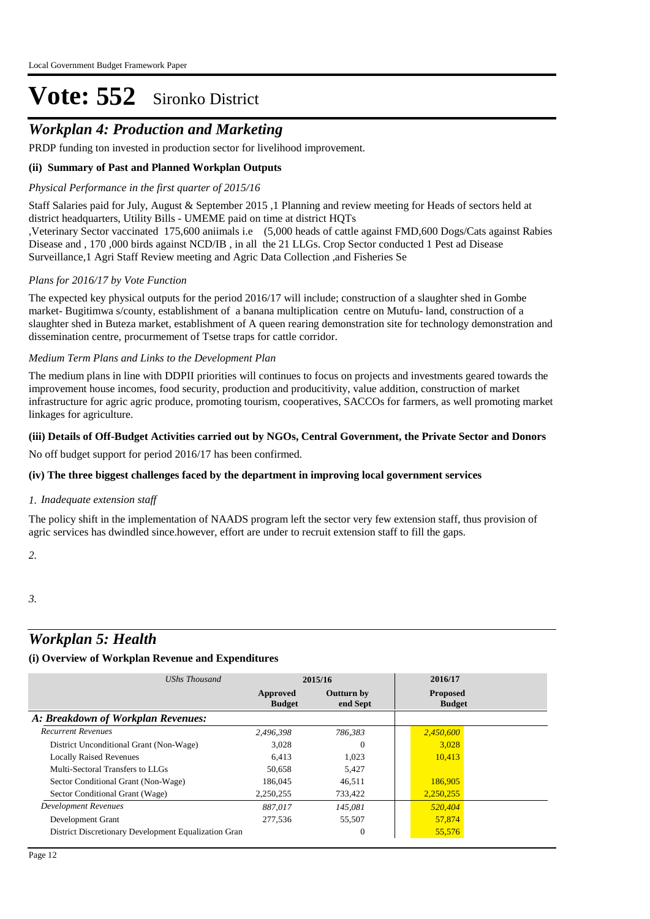# Vote: 552 Sironko District

## *Workplan 4: Production and Marketing*

PRDP funding ton invested in production sector for livelihood improvement.

### (ii) Summary of Past and Planned Workplan Outputs

*Physical Performance in the first quarter of 2015/16*

Staff Salaries paid for July, August & September 2015 ,1 Planning and review meeting for Heads of sectors held at district headquarters, Utility Bills - UMEME paid on time at district HQTs
,Veterinary Sector vaccinated 175,600 aniimals i.e (5,000 heads of cattle against FMD,600 Dogs/Cats against Rabies Disease and , 170 ,000 birds against NCD/IB , in all the 21 LLGs. Crop Sector conducted 1 Pest ad Disease Surveillance,1 Agri Staff Review meeting and Agric Data Collection ,and Fisheries Se

*Plans for 2016/17 by Vote Function*

The expected key physical outputs for the period 2016/17 will include; construction of a slaughter shed in Gombe market- Bugitimwa s/county, establishment of a banana multiplication centre on Mutufu- land, construction of a slaughter shed in Buteza market, establishment of A queen rearing demonstration site for technology demonstration and dissemination centre, procurmement of Tsetse traps for cattle corridor.

*Medium Term Plans and Links to the Development Plan*

The medium plans in line with DDPII priorities will continues to focus on projects and investments geared towards the improvement house incomes, food security, production and producitivity, value addition, construction of market infrastructure for agric agric produce, promoting tourism, cooperatives, SACCOs for farmers, as well promoting market linkages for agriculture.

### (iii) Details of Off-Budget Activities carried out by NGOs, Central Government, the Private Sector and Donors

No off budget support for period 2016/17 has been confirmed.

### (iv) The three biggest challenges faced by the department in improving local government services

*1. Inadequate extension staff*

The policy shift in the implementation of NAADS program left the sector very few extension staff, thus provision of agric services has dwindled since.however, effort are under to recruit extension staff to fill the gaps.

*2.*

*3.*

## *Workplan 5: Health*

### (i) Overview of Workplan Revenue and Expenditures

| *UShs Thousand* | 2015/16 | | 2016/17 |
|---|---|---|---|
| | **Approved Budget** | **Outturn by end Sept** | **Proposed Budget** |
| ***A: Breakdown of Workplan Revenues:*** | | | |
| *Recurrent Revenues* | *2,496,398* | *786,383* | *2,450,600* |
| District Unconditional Grant (Non-Wage) | 3,028 | 0 | 3,028 |
| Locally Raised Revenues | 6,413 | 1,023 | 10,413 |
| Multi-Sectoral Transfers to LLGs | 50,658 | 5,427 | |
| Sector Conditional Grant (Non-Wage) | 186,045 | 46,511 | 186,905 |
| Sector Conditional Grant (Wage) | 2,250,255 | 733,422 | 2,250,255 |
| *Development Revenues* | *887,017* | *145,081* | *520,404* |
| Development Grant | 277,536 | 55,507 | 57,874 |
| District Discretionary Development Equalization Gran | | 0 | 55,576 |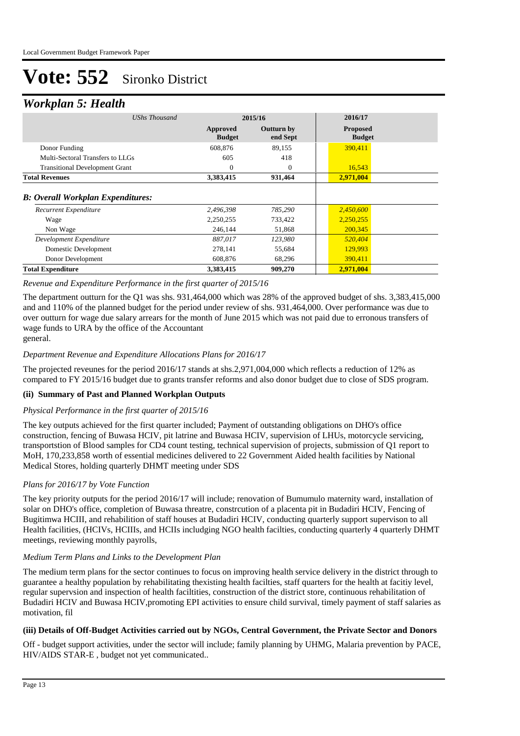# Vote: 552 Sironko District

## *Workplan 5: Health*

| *UShs Thousand* | 2015/16 | | 2016/17 |
|---|---|---|---|
| | **Approved Budget** | **Outturn by end Sept** | **Proposed Budget** |
| Donor Funding | 608,876 | 89,155 | 390,411 |
| Multi-Sectoral Transfers to LLGs | 605 | 418 | |
| Transitional Development Grant | 0 | 0 | 16,543 |
| **Total Revenues** | **3,383,415** | **931,464** | **2,971,004** |
| ***B: Overall Workplan Expenditures:*** | | | |
| *Recurrent Expenditure* | *2,496,398* | *785,290* | *2,450,600* |
| Wage | 2,250,255 | 733,422 | 2,250,255 |
| Non Wage | 246,144 | 51,868 | 200,345 |
| *Development Expenditure* | *887,017* | *123,980* | *520,404* |
| Domestic Development | 278,141 | 55,684 | 129,993 |
| Donor Development | 608,876 | 68,296 | 390,411 |
| **Total Expenditure** | **3,383,415** | **909,270** | **2,971,004** |

*Revenue and Expenditure Performance in the first quarter of 2015/16*

The department outturn for the Q1 was shs. 931,464,000 which was 28% of the approved budget of shs. 3,383,415,000 and and 110% of the planned budget for the period under review of shs. 931,464,000. Over performance was due to over outturn for wage due salary arrears for the month of June 2015 which was not paid due to erronous transfers of wage funds to URA by the office of the Accountant
general.

*Department Revenue and Expenditure Allocations Plans for 2016/17*

The projected reveunes for the period 2016/17 stands at shs.2,971,004,000 which reflects a reduction of 12% as compared to FY 2015/16 budget due to grants transfer reforms and also donor budget due to close of SDS program.

### (ii) Summary of Past and Planned Workplan Outputs

*Physical Performance in the first quarter of 2015/16*

The key outputs achieved for the first quarter included; Payment of outstanding obligations on DHO's office construction, fencing of Buwasa HCIV, pit latrine and Buwasa HCIV, supervision of LHUs, motorcycle servicing, transportstion of Blood samples for CD4 count testing, technical supervision of projects, submission of Q1 report to MoH, 170,233,858 worth of essential medicines delivered to 22 Government Aided health facilities by National Medical Stores, holding quarterly DHMT meeting under SDS

*Plans for 2016/17 by Vote Function*

The key priority outputs for the period 2016/17 will include; renovation of Bumumulo maternity ward, installation of solar on DHO's office, completion of Buwasa threatre, constrcution of a placenta pit in Budadiri HCIV, Fencing of Bugitimwa HCIII, and rehabilition of staff houses at Budadiri HCIV, conducting quarterly support supervison to all Health facilities, (HCIVs, HCIIIs, and HCIIs includging NGO health facilties, conducting quarterly 4 quarterly DHMT meetings, reviewing monthly payrolls,

*Medium Term Plans and Links to the Development Plan*

The medium term plans for the sector continues to focus on improving health service delivery in the district through to guarantee a healthy population by rehabilitating thexisting health facilties, staff quarters for the health at facitiy level, regular supervsion and inspection of health faciltities, construction of the district store, continuous rehabilitation of Budadiri HCIV and Buwasa HCIV,promoting EPI activities to ensure child survival, timely payment of staff salaries as motivation, fil

### (iii) Details of Off-Budget Activities carried out by NGOs, Central Government, the Private Sector and Donors

Off - budget support activities, under the sector will include; family planning by UHMG, Malaria prevention by PACE, HIV/AIDS STAR-E , budget not yet communicated..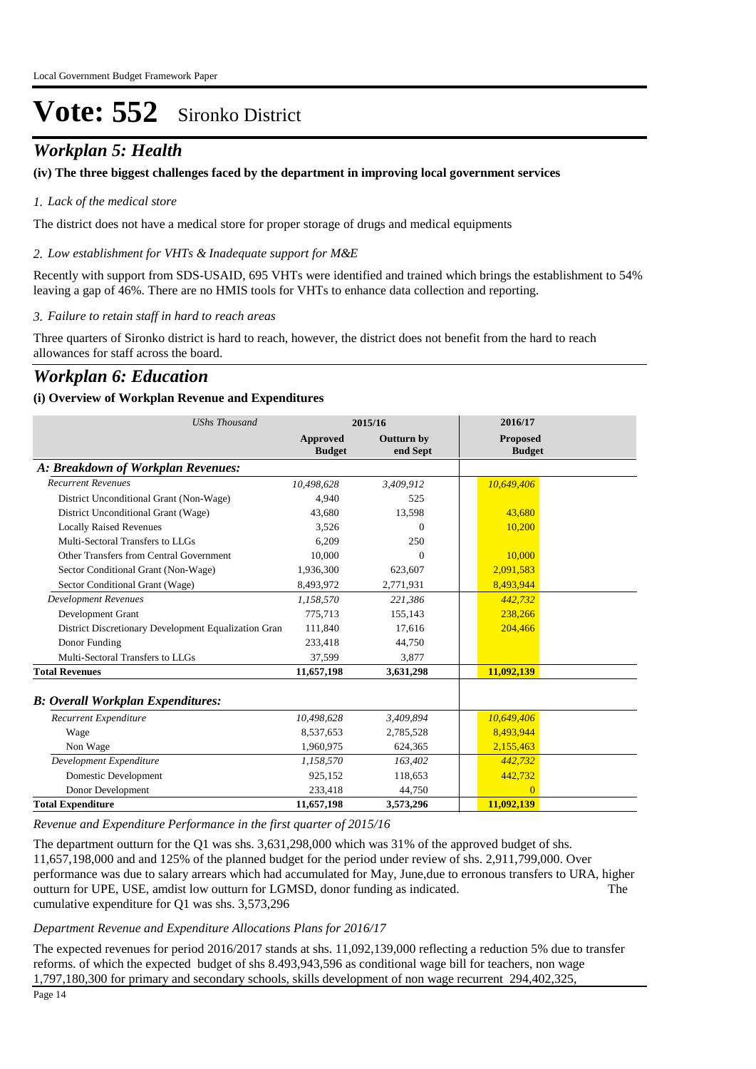# Vote: 552 Sironko District

## *Workplan 5: Health*

**(iv) The three biggest challenges faced by the department in improving local government services**

*1. Lack of the medical store*

The district does not have a medical store for proper storage of drugs and medical equipments

*2. Low establishment for VHTs & Inadequate support for M&E*

Recently with support from SDS-USAID, 695 VHTs were identified and trained which brings the establishment to 54% leaving a gap of 46%. There are no HMIS tools for VHTs to enhance data collection and reporting.

*3. Failure to retain staff in hard to reach areas*

Three quarters of Sironko district is hard to reach, however, the district does not benefit from the hard to reach allowances for staff across the board.

## *Workplan 6: Education*

**(i) Overview of Workplan Revenue and Expenditures**

| *UShs Thousand* | 2015/16 | | 2016/17 |
|---|---|---|---|
| | **Approved Budget** | **Outturn by end Sept** | **Proposed Budget** |
| ***A: Breakdown of Workplan Revenues:*** | | | |
| *Recurrent Revenues* | *10,498,628* | *3,409,912* | *10,649,406* |
| District Unconditional Grant (Non-Wage) | 4,940 | 525 | |
| District Unconditional Grant (Wage) | 43,680 | 13,598 | 43,680 |
| Locally Raised Revenues | 3,526 | 0 | 10,200 |
| Multi-Sectoral Transfers to LLGs | 6,209 | 250 | |
| Other Transfers from Central Government | 10,000 | 0 | 10,000 |
| Sector Conditional Grant (Non-Wage) | 1,936,300 | 623,607 | 2,091,583 |
| Sector Conditional Grant (Wage) | 8,493,972 | 2,771,931 | 8,493,944 |
| *Development Revenues* | *1,158,570* | *221,386* | *442,732* |
| Development Grant | 775,713 | 155,143 | 238,266 |
| District Discretionary Development Equalization Gran | 111,840 | 17,616 | 204,466 |
| Donor Funding | 233,418 | 44,750 | |
| Multi-Sectoral Transfers to LLGs | 37,599 | 3,877 | |
| **Total Revenues** | **11,657,198** | **3,631,298** | **11,092,139** |
| ***B: Overall Workplan Expenditures:*** | | | |
| *Recurrent Expenditure* | *10,498,628* | *3,409,894* | *10,649,406* |
| Wage | 8,537,653 | 2,785,528 | 8,493,944 |
| Non Wage | 1,960,975 | 624,365 | 2,155,463 |
| *Development Expenditure* | *1,158,570* | *163,402* | *442,732* |
| Domestic Development | 925,152 | 118,653 | 442,732 |
| Donor Development | 233,418 | 44,750 | 0 |
| **Total Expenditure** | **11,657,198** | **3,573,296** | **11,092,139** |

*Revenue and Expenditure Performance in the first quarter of 2015/16*

The department outturn for the Q1 was shs. 3,631,298,000 which was 31% of the approved budget of shs. 11,657,198,000 and and 125% of the planned budget for the period under review of shs. 2,911,799,000. Over performance was due to salary arrears which had accumulated for May, June,due to erronous transfers to URA, higher outturn for UPE, USE, amdist low outturn for LGMSD, donor funding as indicated. The cumulative expenditure for Q1 was shs. 3,573,296

*Department Revenue and Expenditure Allocations Plans for 2016/17*

The expected revenues for period 2016/2017 stands at shs. 11,092,139,000 reflecting a reduction 5% due to transfer reforms. of which the expected budget of shs 8.493,943,596 as conditional wage bill for teachers, non wage 1,797,180,300 for primary and secondary schools, skills development of non wage recurrent 294,402,325,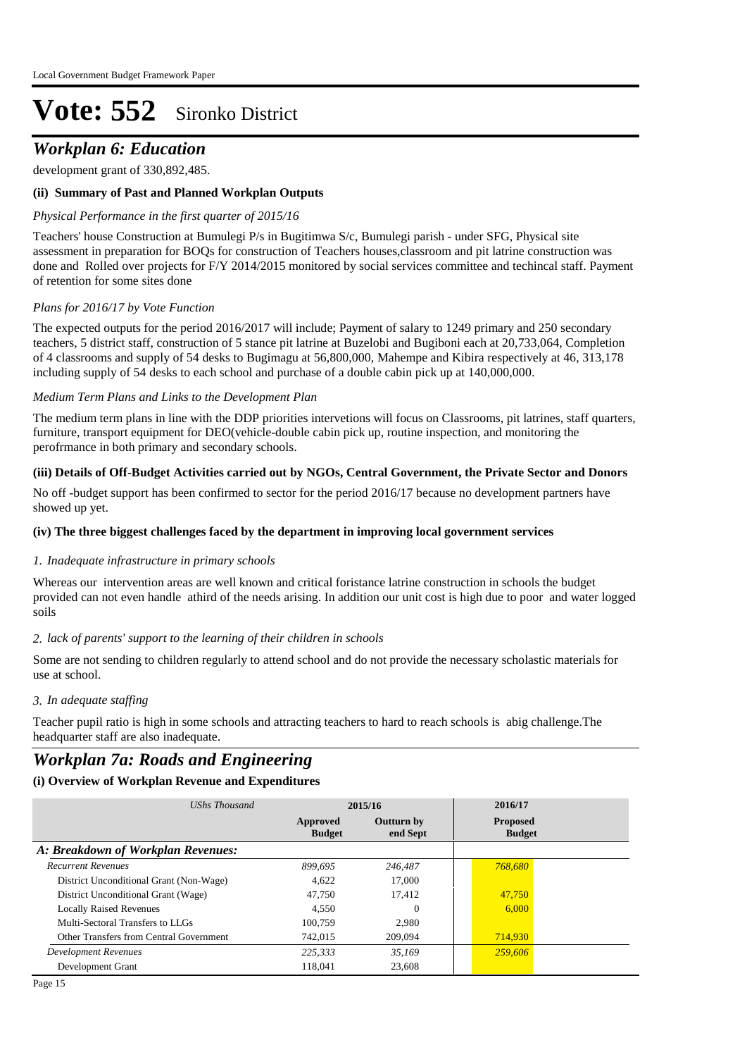# Vote: 552 Sironko District

## *Workplan 6: Education*

development grant of 330,892,485.

**(ii) Summary of Past and Planned Workplan Outputs**

*Physical Performance in the first quarter of 2015/16*

Teachers' house Construction at Bumulegi P/s in Bugitimwa S/c, Bumulegi parish - under SFG, Physical site assessment in preparation for BOQs for construction of Teachers houses,classroom and pit latrine construction was done and Rolled over projects for F/Y 2014/2015 monitored by social services committee and techincal staff. Payment of retention for some sites done

*Plans for 2016/17 by Vote Function*

The expected outputs for the period 2016/2017 will include; Payment of salary to 1249 primary and 250 secondary teachers, 5 district staff, construction of 5 stance pit latrine at Buzelobi and Bugiboni each at 20,733,064, Completion of 4 classrooms and supply of 54 desks to Bugimagu at 56,800,000, Mahempe and Kibira respectively at 46, 313,178 including supply of 54 desks to each school and purchase of a double cabin pick up at 140,000,000.

*Medium Term Plans and Links to the Development Plan*

The medium term plans in line with the DDP priorities intervetions will focus on Classrooms, pit latrines, staff quarters, furniture, transport equipment for DEO(vehicle-double cabin pick up, routine inspection, and monitoring the perofrmance in both primary and secondary schools.

**(iii) Details of Off-Budget Activities carried out by NGOs, Central Government, the Private Sector and Donors**

No off -budget support has been confirmed to sector for the period 2016/17 because no development partners have showed up yet.

**(iv) The three biggest challenges faced by the department in improving local government services**

*1. Inadequate infrastructure in primary schools*

Whereas our intervention areas are well known and critical foristance latrine construction in schools the budget provided can not even handle athird of the needs arising. In addition our unit cost is high due to poor and water logged soils

*2. lack of parents' support to the learning of their children in schools*

Some are not sending to children regularly to attend school and do not provide the necessary scholastic materials for use at school.

*3. In adequate staffing*

Teacher pupil ratio is high in some schools and attracting teachers to hard to reach schools is abig challenge.The headquarter staff are also inadequate.

## *Workplan 7a: Roads and Engineering*

**(i) Overview of Workplan Revenue and Expenditures**

| *UShs Thousand* | 2015/16 | | 2016/17 |
|---|---|---|---|
| | **Approved Budget** | **Outturn by end Sept** | **Proposed Budget** |
| ***A: Breakdown of Workplan Revenues:*** | | | |
| *Recurrent Revenues* | *899,695* | *246,487* | *768,680* |
| District Unconditional Grant (Non-Wage) | 4,622 | 17,000 | |
| District Unconditional Grant (Wage) | 47,750 | 17,412 | 47,750 |
| Locally Raised Revenues | 4,550 | 0 | 6,000 |
| Multi-Sectoral Transfers to LLGs | 100,759 | 2,980 | |
| Other Transfers from Central Government | 742,015 | 209,094 | 714,930 |
| *Development Revenues* | *225,333* | *35,169* | *259,606* |
| Development Grant | 118,041 | 23,608 | |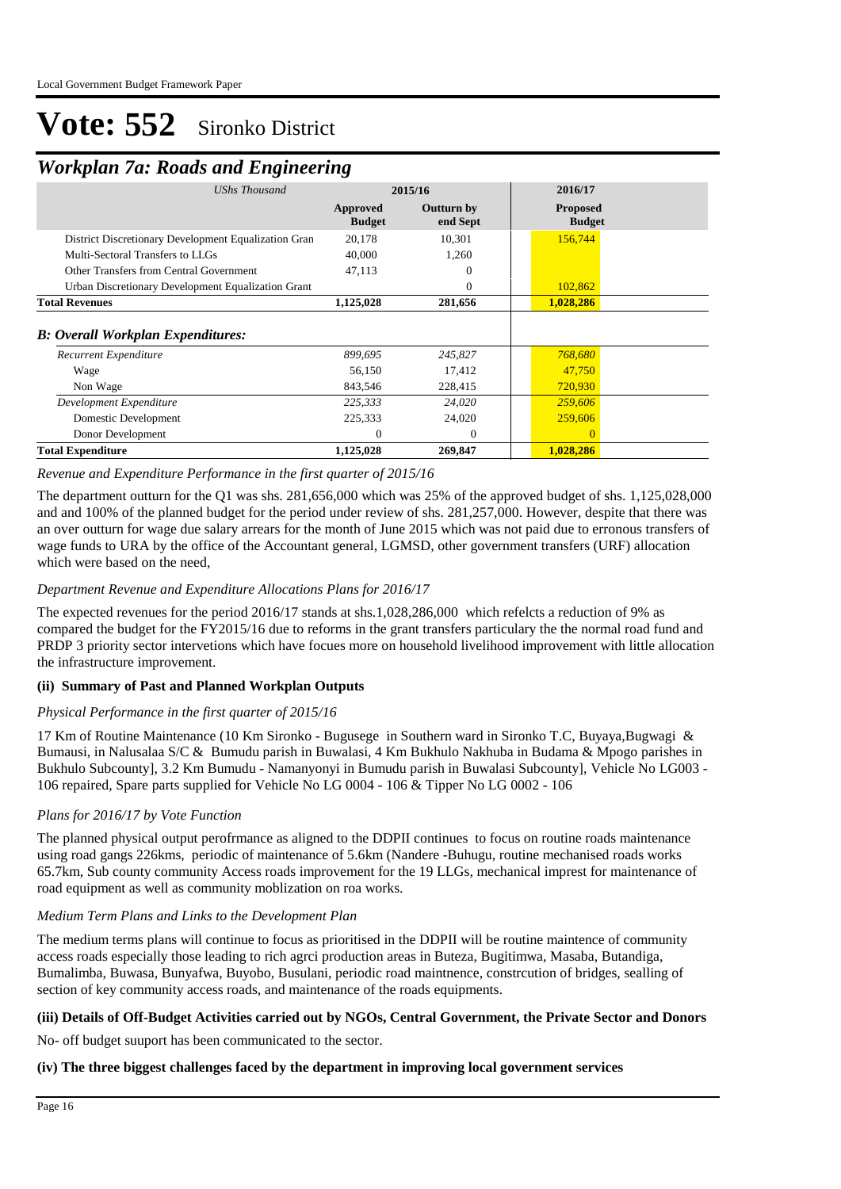# Vote: 552 Sironko District

## *Workplan 7a: Roads and Engineering*

| *UShs Thousand* | 2015/16 | | 2016/17 |
|---|---|---|---|
| | **Approved Budget** | **Outturn by end Sept** | **Proposed Budget** |
| District Discretionary Development Equalization Gran | 20,178 | 10,301 | 156,744 |
| Multi-Sectoral Transfers to LLGs | 40,000 | 1,260 | |
| Other Transfers from Central Government | 47,113 | 0 | |
| Urban Discretionary Development Equalization Grant | | 0 | 102,862 |
| **Total Revenues** | **1,125,028** | **281,656** | **1,028,286** |
| ***B: Overall Workplan Expenditures:*** | | | |
| *Recurrent Expenditure* | *899,695* | *245,827* | *768,680* |
| Wage | 56,150 | 17,412 | 47,750 |
| Non Wage | 843,546 | 228,415 | 720,930 |
| *Development Expenditure* | *225,333* | *24,020* | *259,606* |
| Domestic Development | 225,333 | 24,020 | 259,606 |
| Donor Development | 0 | 0 | 0 |
| **Total Expenditure** | **1,125,028** | **269,847** | **1,028,286** |

*Revenue and Expenditure Performance in the first quarter of 2015/16*

The department outturn for the Q1 was shs. 281,656,000 which was 25% of the approved budget of shs. 1,125,028,000 and and 100% of the planned budget for the period under review of shs. 281,257,000. However, despite that there was an over outturn for wage due salary arrears for the month of June 2015 which was not paid due to erronous transfers of wage funds to URA by the office of the Accountant general, LGMSD, other government transfers (URF) allocation which were based on the need,

*Department Revenue and Expenditure Allocations Plans for 2016/17*

The expected revenues for the period 2016/17 stands at shs.1,028,286,000 which refelcts a reduction of 9% as compared the budget for the FY2015/16 due to reforms in the grant transfers particulary the the normal road fund and PRDP 3 priority sector intervetions which have focues more on household livelihood improvement with little allocation the infrastructure improvement.

### (ii) Summary of Past and Planned Workplan Outputs

*Physical Performance in the first quarter of 2015/16*

17 Km of Routine Maintenance (10 Km Sironko - Bugusege in Southern ward in Sironko T.C, Buyaya,Bugwagi & Bumausi, in Nalusalaa S/C & Bumudu parish in Buwalasi, 4 Km Bukhulo Nakhuba in Budama & Mpogo parishes in Bukhulo Subcounty], 3.2 Km Bumudu - Namanyonyi in Bumudu parish in Buwalasi Subcounty], Vehicle No LG003 - 106 repaired, Spare parts supplied for Vehicle No LG 0004 - 106 & Tipper No LG 0002 - 106

*Plans for 2016/17 by Vote Function*

The planned physical output perofrmance as aligned to the DDPII continues to focus on routine roads maintenance using road gangs 226kms, periodic of maintenance of 5.6km (Nandere -Buhugu, routine mechanised roads works 65.7km, Sub county community Access roads improvement for the 19 LLGs, mechanical imprest for maintenance of road equipment as well as community moblization on roa works.

*Medium Term Plans and Links to the Development Plan*

The medium terms plans will continue to focus as prioritised in the DDPII will be routine maintence of community access roads especially those leading to rich agrci production areas in Buteza, Bugitimwa, Masaba, Butandiga, Bumalimba, Buwasa, Bunyafwa, Buyobo, Busulani, periodic road maintnence, constrcution of bridges, sealling of section of key community access roads, and maintenance of the roads equipments.

### (iii) Details of Off-Budget Activities carried out by NGOs, Central Government, the Private Sector and Donors

No- off budget suuport has been communicated to the sector.

### (iv) The three biggest challenges faced by the department in improving local government services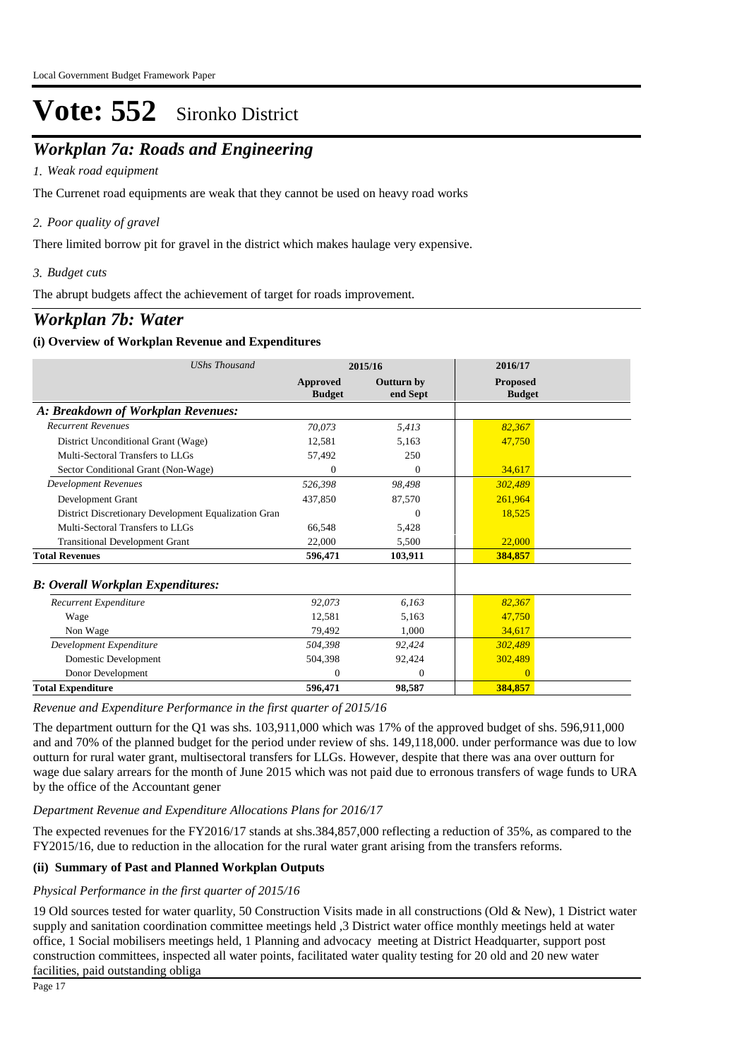# Vote: 552 Sironko District

## *Workplan 7a: Roads and Engineering*

*1. Weak road equipment*

The Currenet road equipments are weak that they cannot be used on heavy road works

*2. Poor quality of gravel*

There limited borrow pit for gravel in the district which makes haulage very expensive.

*3. Budget cuts*

The abrupt budgets affect the achievement of target for roads improvement.

## *Workplan 7b: Water*

### (i) Overview of Workplan Revenue and Expenditures

| *UShs Thousand* | 2015/16 | | 2016/17 |
|---|---|---|---|
| | **Approved Budget** | **Outturn by end Sept** | **Proposed Budget** |
| ***A: Breakdown of Workplan Revenues:*** | | | |
| *Recurrent Revenues* | *70,073* | *5,413* | *82,367* |
| District Unconditional Grant (Wage) | 12,581 | 5,163 | 47,750 |
| Multi-Sectoral Transfers to LLGs | 57,492 | 250 | |
| Sector Conditional Grant (Non-Wage) | 0 | 0 | 34,617 |
| *Development Revenues* | *526,398* | *98,498* | *302,489* |
| Development Grant | 437,850 | 87,570 | 261,964 |
| District Discretionary Development Equalization Gran | | 0 | 18,525 |
| Multi-Sectoral Transfers to LLGs | 66,548 | 5,428 | |
| Transitional Development Grant | 22,000 | 5,500 | 22,000 |
| **Total Revenues** | **596,471** | **103,911** | **384,857** |
| ***B: Overall Workplan Expenditures:*** | | | |
| *Recurrent Expenditure* | *92,073* | *6,163* | *82,367* |
| Wage | 12,581 | 5,163 | 47,750 |
| Non Wage | 79,492 | 1,000 | 34,617 |
| *Development Expenditure* | *504,398* | *92,424* | *302,489* |
| Domestic Development | 504,398 | 92,424 | 302,489 |
| Donor Development | 0 | 0 | 0 |
| **Total Expenditure** | **596,471** | **98,587** | **384,857** |

*Revenue and Expenditure Performance in the first quarter of 2015/16*

The department outturn for the Q1 was shs. 103,911,000 which was 17% of the approved budget of shs. 596,911,000 and and 70% of the planned budget for the period under review of shs. 149,118,000. under performance was due to low outturn for rural water grant, multisectoral transfers for LLGs. However, despite that there was ana over outturn for wage due salary arrears for the month of June 2015 which was not paid due to erronous transfers of wage funds to URA by the office of the Accountant gener

*Department Revenue and Expenditure Allocations Plans for 2016/17*

The expected revenues for the FY2016/17 stands at shs.384,857,000 reflecting a reduction of 35%, as compared to the FY2015/16, due to reduction in the allocation for the rural water grant arising from the transfers reforms.

### (ii) Summary of Past and Planned Workplan Outputs

*Physical Performance in the first quarter of 2015/16*

19 Old sources tested for water quarlity, 50 Construction Visits made in all constructions (Old & New), 1 District water supply and sanitation coordination committee meetings held ,3 District water office monthly meetings held at water office, 1 Social mobilisers meetings held, 1 Planning and advocacy meeting at District Headquarter, support post construction committees, inspected all water points, facilitated water quality testing for 20 old and 20 new water facilities, paid outstanding obliga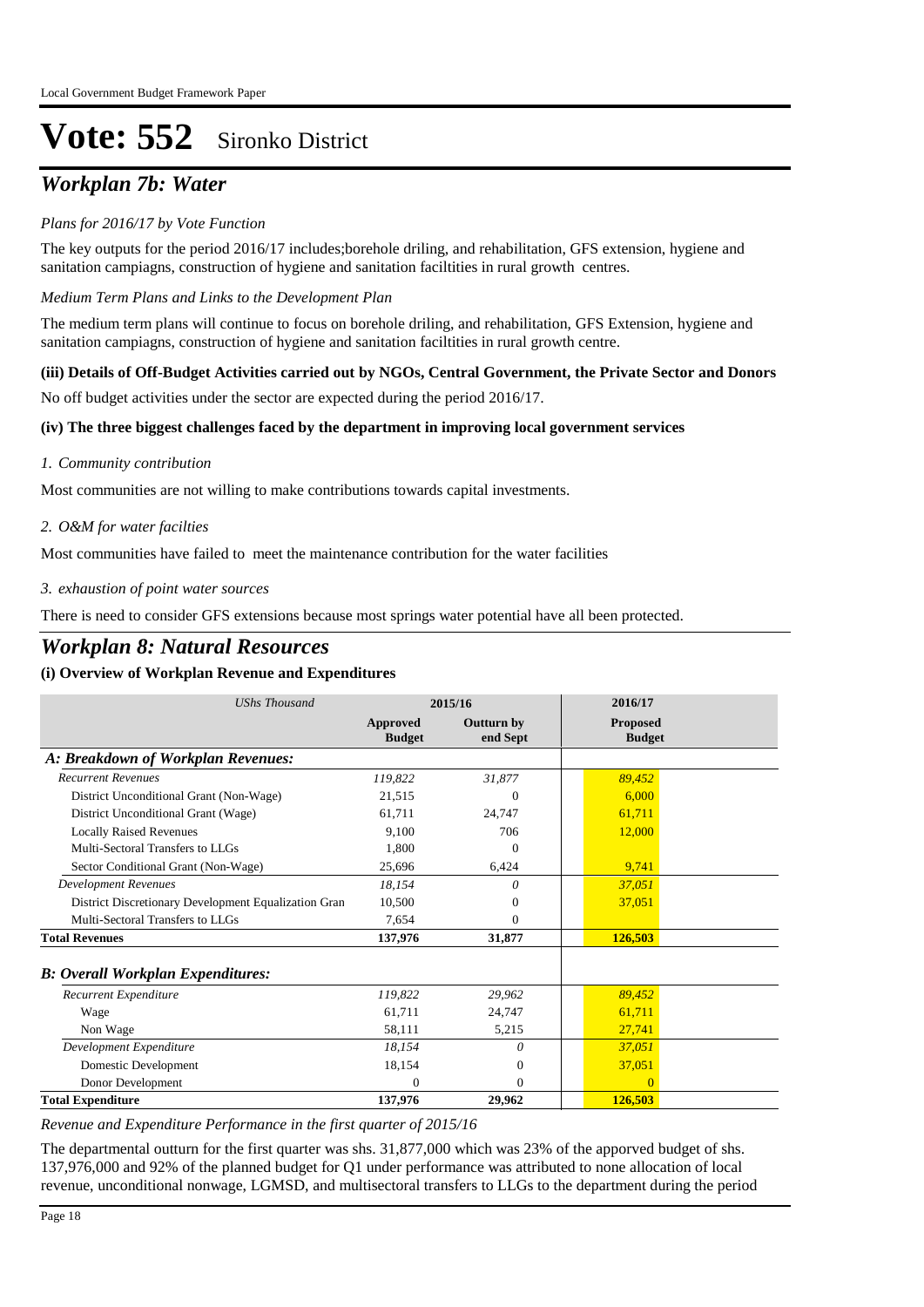# Vote: 552 Sironko District

## *Workplan 7b: Water*

*Plans for 2016/17 by Vote Function*

The key outputs for the period 2016/17 includes;borehole driling, and rehabilitation, GFS extension, hygiene and sanitation campiagns, construction of hygiene and sanitation faciltities in rural growth centres.

*Medium Term Plans and Links to the Development Plan*

The medium term plans will continue to focus on borehole driling, and rehabilitation, GFS Extension, hygiene and sanitation campiagns, construction of hygiene and sanitation faciltities in rural growth centre.

**(iii) Details of Off-Budget Activities carried out by NGOs, Central Government, the Private Sector and Donors**

No off budget activities under the sector are expected during the period 2016/17.

**(iv) The three biggest challenges faced by the department in improving local government services**

*1. Community contribution*

Most communities are not willing to make contributions towards capital investments.

*2. O&M for water facilties*

Most communities have failed to meet the maintenance contribution for the water facilities

*3. exhaustion of point water sources*

There is need to consider GFS extensions because most springs water potential have all been protected.

## *Workplan 8: Natural Resources*

**(i) Overview of Workplan Revenue and Expenditures**

| *UShs Thousand* | 2015/16 | | 2016/17 |
|---|---|---|---|
| | **Approved Budget** | **Outturn by end Sept** | **Proposed Budget** |
| ***A: Breakdown of Workplan Revenues:*** | | | |
| *Recurrent Revenues* | *119,822* | *31,877* | *89,452* |
| District Unconditional Grant (Non-Wage) | 21,515 | 0 | 6,000 |
| District Unconditional Grant (Wage) | 61,711 | 24,747 | 61,711 |
| Locally Raised Revenues | 9,100 | 706 | 12,000 |
| Multi-Sectoral Transfers to LLGs | 1,800 | 0 | |
| Sector Conditional Grant (Non-Wage) | 25,696 | 6,424 | 9,741 |
| *Development Revenues* | *18,154* | *0* | *37,051* |
| District Discretionary Development Equalization Gran | 10,500 | 0 | 37,051 |
| Multi-Sectoral Transfers to LLGs | 7,654 | 0 | |
| **Total Revenues** | **137,976** | **31,877** | **126,503** |
| ***B: Overall Workplan Expenditures:*** | | | |
| *Recurrent Expenditure* | *119,822* | *29,962* | *89,452* |
| Wage | 61,711 | 24,747 | 61,711 |
| Non Wage | 58,111 | 5,215 | 27,741 |
| *Development Expenditure* | *18,154* | *0* | *37,051* |
| Domestic Development | 18,154 | 0 | 37,051 |
| Donor Development | 0 | 0 | 0 |
| **Total Expenditure** | **137,976** | **29,962** | **126,503** |

*Revenue and Expenditure Performance in the first quarter of 2015/16*

The departmental outturn for the first quarter was shs. 31,877,000 which was 23% of the apporved budget of shs. 137,976,000 and 92% of the planned budget for Q1 under performance was attributed to none allocation of local revenue, unconditional nonwage, LGMSD, and multisectoral transfers to LLGs to the department during the period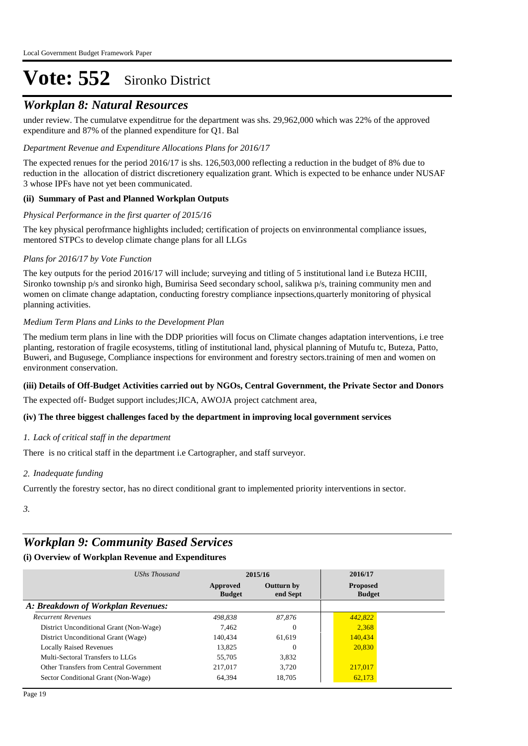# Vote: 552 Sironko District

## *Workplan 8: Natural Resources*

under review. The cumulatve expenditrue for the department was shs. 29,962,000 which was 22% of the approved expenditure and 87% of the planned expenditure for Q1. Bal

*Department Revenue and Expenditure Allocations Plans for 2016/17*

The expected renues for the period 2016/17 is shs. 126,503,000 reflecting a reduction in the budget of 8% due to reduction in the allocation of district discretionery equalization grant. Which is expected to be enhance under NUSAF 3 whose IPFs have not yet been communicated.

**(ii) Summary of Past and Planned Workplan Outputs**

*Physical Performance in the first quarter of 2015/16*

The key physical perofrmance highlights included; certification of projects on envinronmental compliance issues, mentored STPCs to develop climate change plans for all LLGs

*Plans for 2016/17 by Vote Function*

The key outputs for the period 2016/17 will include; surveying and titling of 5 institutional land i.e Buteza HCIII, Sironko township p/s and sironko high, Bumirisa Seed secondary school, salikwa p/s, training community men and women on climate change adaptation, conducting forestry compliance inpsections,quarterly monitoring of physical planning activities.

*Medium Term Plans and Links to the Development Plan*

The medium term plans in line with the DDP priorities will focus on Climate changes adaptation interventions, i.e tree planting, restoration of fragile ecosystems, titling of institutional land, physical planning of Mutufu tc, Buteza, Patto, Buweri, and Bugusege, Compliance inspections for environment and forestry sectors.training of men and women on environment conservation.

**(iii) Details of Off-Budget Activities carried out by NGOs, Central Government, the Private Sector and Donors**

The expected off- Budget support includes;JICA, AWOJA project catchment area,

**(iv) The three biggest challenges faced by the department in improving local government services**

*1. Lack of critical staff in the department*

There is no critical staff in the department i.e Cartographer, and staff surveyor.

*2. Inadequate funding*

Currently the forestry sector, has no direct conditional grant to implemented priority interventions in sector.

*3.*

## *Workplan 9: Community Based Services*

**(i) Overview of Workplan Revenue and Expenditures**

| *UShs Thousand* | 2015/16 | | 2016/17 |
|---|---|---|---|
| | Approved Budget | Outturn by end Sept | Proposed Budget |
| ***A: Breakdown of Workplan Revenues:*** | | | |
| *Recurrent Revenues* | *498,838* | *87,876* | *442,822* |
| District Unconditional Grant (Non-Wage) | 7,462 | 0 | 2,368 |
| District Unconditional Grant (Wage) | 140,434 | 61,619 | 140,434 |
| Locally Raised Revenues | 13,825 | 0 | 20,830 |
| Multi-Sectoral Transfers to LLGs | 55,705 | 3,832 | |
| Other Transfers from Central Government | 217,017 | 3,720 | 217,017 |
| Sector Conditional Grant (Non-Wage) | 64,394 | 18,705 | 62,173 |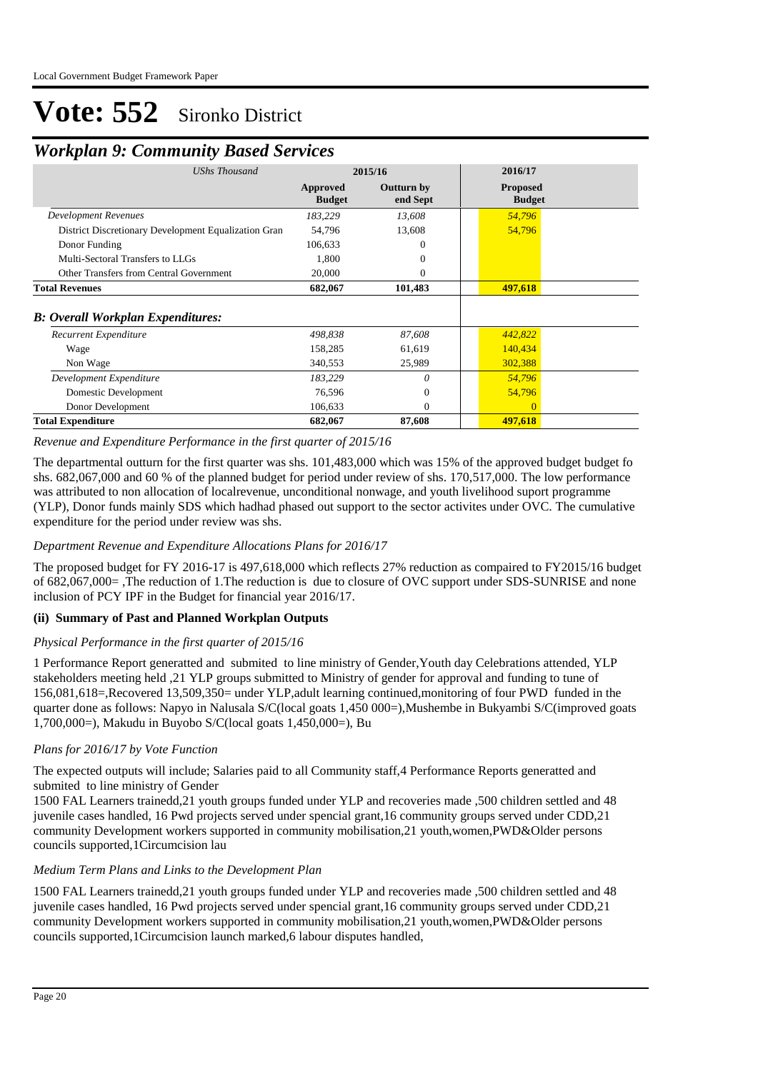Local Government Budget Framework Paper

# Vote: 552 Sironko District

## Workplan 9: Community Based Services

| *UShs Thousand* | 2015/16 | | 2016/17 |
|---|---|---|---|
| | **Approved Budget** | **Outturn by end Sept** | **Proposed Budget** |
| *Development Revenues* | *183,229* | *13,608* | *54,796* |
| District Discretionary Development Equalization Gran | 54,796 | 13,608 | 54,796 |
| Donor Funding | 106,633 | 0 | |
| Multi-Sectoral Transfers to LLGs | 1,800 | 0 | |
| Other Transfers from Central Government | 20,000 | 0 | |
| **Total Revenues** | **682,067** | **101,483** | **497,618** |
| ***B: Overall Workplan Expenditures:*** | | | |
| *Recurrent Expenditure* | *498,838* | *87,608* | *442,822* |
| Wage | 158,285 | 61,619 | 140,434 |
| Non Wage | 340,553 | 25,989 | 302,388 |
| *Development Expenditure* | *183,229* | *0* | *54,796* |
| Domestic Development | 76,596 | 0 | 54,796 |
| Donor Development | 106,633 | 0 | 0 |
| **Total Expenditure** | **682,067** | **87,608** | **497,618** |

*Revenue and Expenditure Performance in the first quarter of 2015/16*

The departmental outturn for the first quarter was shs. 101,483,000 which was 15% of the approved budget budget fo shs. 682,067,000 and 60 % of the planned budget for period under review of shs. 170,517,000. The low performance was attributed to non allocation of localrevenue, unconditional nonwage, and youth livelihood suport programme (YLP), Donor funds mainly SDS which hadhad phased out support to the sector activites under OVC. The cumulative expenditure for the period under review was shs.

*Department Revenue and Expenditure Allocations Plans for 2016/17*

The proposed budget for FY 2016-17 is 497,618,000 which reflects 27% reduction as compaired to FY2015/16 budget of 682,067,000= ,The reduction of 1.The reduction is due to closure of OVC support under SDS-SUNRISE and none inclusion of PCY IPF in the Budget for financial year 2016/17.

**(ii) Summary of Past and Planned Workplan Outputs**

*Physical Performance in the first quarter of 2015/16*

1 Performance Report generatted and submited to line ministry of Gender,Youth day Celebrations attended, YLP stakeholders meeting held ,21 YLP groups submitted to Ministry of gender for approval and funding to tune of 156,081,618=,Recovered 13,509,350= under YLP,adult learning continued,monitoring of four PWD funded in the quarter done as follows: Napyo in Nalusala S/C(local goats 1,450 000=),Mushembe in Bukyambi S/C(improved goats 1,700,000=), Makudu in Buyobo S/C(local goats 1,450,000=), Bu

*Plans for 2016/17 by Vote Function*

The expected outputs will include; Salaries paid to all Community staff,4 Performance Reports generatted and submited to line ministry of Gender
1500 FAL Learners trainedd,21 youth groups funded under YLP and recoveries made ,500 children settled and 48 juvenile cases handled, 16 Pwd projects served under spencial grant,16 community groups served under CDD,21 community Development workers supported in community mobilisation,21 youth,women,PWD&Older persons councils supported,1Circumcision lau

*Medium Term Plans and Links to the Development Plan*

1500 FAL Learners trainedd,21 youth groups funded under YLP and recoveries made ,500 children settled and 48 juvenile cases handled, 16 Pwd projects served under spencial grant,16 community groups served under CDD,21 community Development workers supported in community mobilisation,21 youth,women,PWD&Older persons councils supported,1Circumcision launch marked,6 labour disputes handled,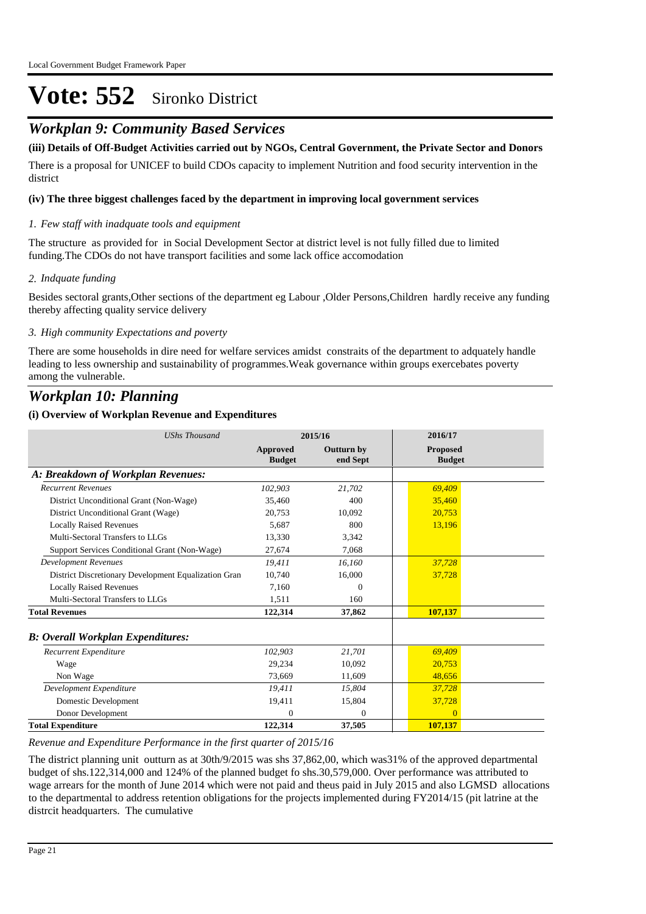# Vote: 552 Sironko District

## Workplan 9: Community Based Services

**(iii) Details of Off-Budget Activities carried out by NGOs, Central Government, the Private Sector and Donors**

There is a proposal for UNICEF to build CDOs capacity to implement Nutrition and food security intervention in the district

**(iv) The three biggest challenges faced by the department in improving local government services**

*1. Few staff with inadquate tools and equipment*

The structure as provided for in Social Development Sector at district level is not fully filled due to limited funding.The CDOs do not have transport facilities and some lack office accomodation

*2. Indquate funding*

Besides sectoral grants,Other sections of the department eg Labour ,Older Persons,Children hardly receive any funding thereby affecting quality service delivery

*3. High community Expectations and poverty*

There are some households in dire need for welfare services amidst constraits of the department to adquately handle leading to less ownership and sustainability of programmes.Weak governance within groups exercebates poverty among the vulnerable.

## Workplan 10: Planning

**(i) Overview of Workplan Revenue and Expenditures**

| *UShs Thousand* | 2015/16 | | 2016/17 |
|---|---|---|---|
| | **Approved Budget** | **Outturn by end Sept** | **Proposed Budget** |
| ***A: Breakdown of Workplan Revenues:*** | | | |
| *Recurrent Revenues* | *102,903* | *21,702* | *69,409* |
| District Unconditional Grant (Non-Wage) | 35,460 | 400 | 35,460 |
| District Unconditional Grant (Wage) | 20,753 | 10,092 | 20,753 |
| Locally Raised Revenues | 5,687 | 800 | 13,196 |
| Multi-Sectoral Transfers to LLGs | 13,330 | 3,342 | |
| Support Services Conditional Grant (Non-Wage) | 27,674 | 7,068 | |
| *Development Revenues* | *19,411* | *16,160* | *37,728* |
| District Discretionary Development Equalization Gran | 10,740 | 16,000 | 37,728 |
| Locally Raised Revenues | 7,160 | 0 | |
| Multi-Sectoral Transfers to LLGs | 1,511 | 160 | |
| **Total Revenues** | **122,314** | **37,862** | **107,137** |
| ***B: Overall Workplan Expenditures:*** | | | |
| *Recurrent Expenditure* | *102,903* | *21,701* | *69,409* |
| Wage | 29,234 | 10,092 | 20,753 |
| Non Wage | 73,669 | 11,609 | 48,656 |
| *Development Expenditure* | *19,411* | *15,804* | *37,728* |
| Domestic Development | 19,411 | 15,804 | 37,728 |
| Donor Development | 0 | 0 | 0 |
| **Total Expenditure** | **122,314** | **37,505** | **107,137** |

*Revenue and Expenditure Performance in the first quarter of 2015/16*

The district planning unit outturn as at 30th/9/2015 was shs 37,862,00, which was31% of the approved departmental budget of shs.122,314,000 and 124% of the planned budget fo shs.30,579,000. Over performance was attributed to wage arrears for the month of June 2014 which were not paid and theus paid in July 2015 and also LGMSD allocations to the departmental to address retention obligations for the projects implemented during FY2014/15 (pit latrine at the distrcit headquarters. The cumulative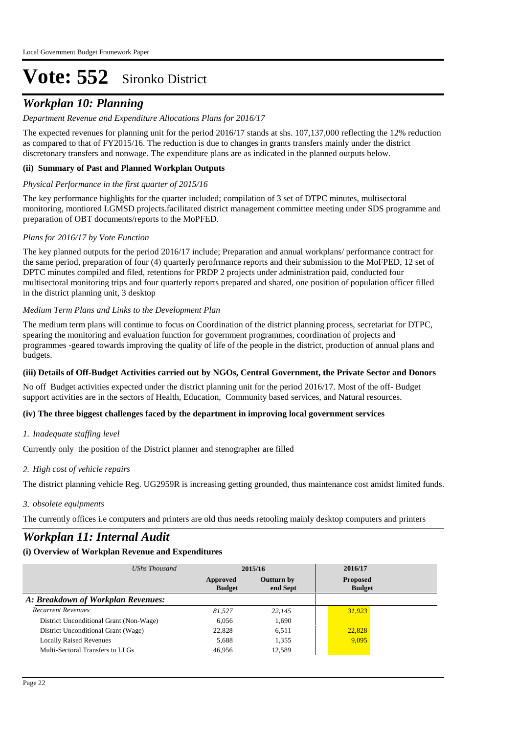# Vote: 552 Sironko District

## *Workplan 10: Planning*

*Department Revenue and Expenditure Allocations Plans for 2016/17*

The expected revenues for planning unit for the period 2016/17 stands at shs. 107,137,000 reflecting the 12% reduction as compared to that of FY2015/16. The reduction is due to changes in grants transfers mainly under the district discretonary transfers and nonwage. The expenditure plans are as indicated in the planned outputs below.

**(ii) Summary of Past and Planned Workplan Outputs**

*Physical Performance in the first quarter of 2015/16*

The key performance highlights for the quarter included; compilation of 3 set of DTPC minutes, multisectoral monitoring, montiored LGMSD projects.facilitated district management committee meeting under SDS programme and preparation of OBT documents/reports to the MoPFED.

*Plans for 2016/17 by Vote Function*

The key planned outputs for the period 2016/17 include; Preparation and annual workplans/ performance contract for the same period, preparation of four (4) quarterly perofrmance reports and their submission to the MoFPED, 12 set of DPTC minutes compiled and filed, retentions for PRDP 2 projects under administration paid, conducted four multisectoral monitoring trips and four quarterly reports prepared and shared, one position of population officer filled in the district planning unit, 3 desktop

*Medium Term Plans and Links to the Development Plan*

The medium term plans will continue to focus on Coordination of the district planning process, secretariat for DTPC, spearing the monitoring and evaluation function for government programmes, coordination of projects and programmes -geared towards improving the quality of life of the people in the district, production of annual plans and budgets.

**(iii) Details of Off-Budget Activities carried out by NGOs, Central Government, the Private Sector and Donors**

No off Budget activities expected under the district planning unit for the period 2016/17. Most of the off- Budget support activities are in the sectors of Health, Education, Community based services, and Natural resources.

**(iv) The three biggest challenges faced by the department in improving local government services**

*1. Inadequate staffing level*

Currently only the position of the District planner and stenographer are filled

*2. High cost of vehicle repairs*

The district planning vehicle Reg. UG2959R is increasing getting grounded, thus maintenance cost amidst limited funds.

*3. obsolete equipments*

The currently offices i.e computers and printers are old thus needs retooling mainly desktop computers and printers

## *Workplan 11: Internal Audit*

**(i) Overview of Workplan Revenue and Expenditures**

| *UShs Thousand* | 2015/16 | | 2016/17 |
|---|---|---|---|
| | **Approved Budget** | **Outturn by end Sept** | **Proposed Budget** |
| ***A: Breakdown of Workplan Revenues:*** | | | |
| *Recurrent Revenues* | *81,527* | *22,145* | *31,923* |
| District Unconditional Grant (Non-Wage) | 6,056 | 1,690 | |
| District Unconditional Grant (Wage) | 22,828 | 6,511 | 22,828 |
| Locally Raised Revenues | 5,688 | 1,355 | 9,095 |
| Multi-Sectoral Transfers to LLGs | 46,956 | 12,589 | |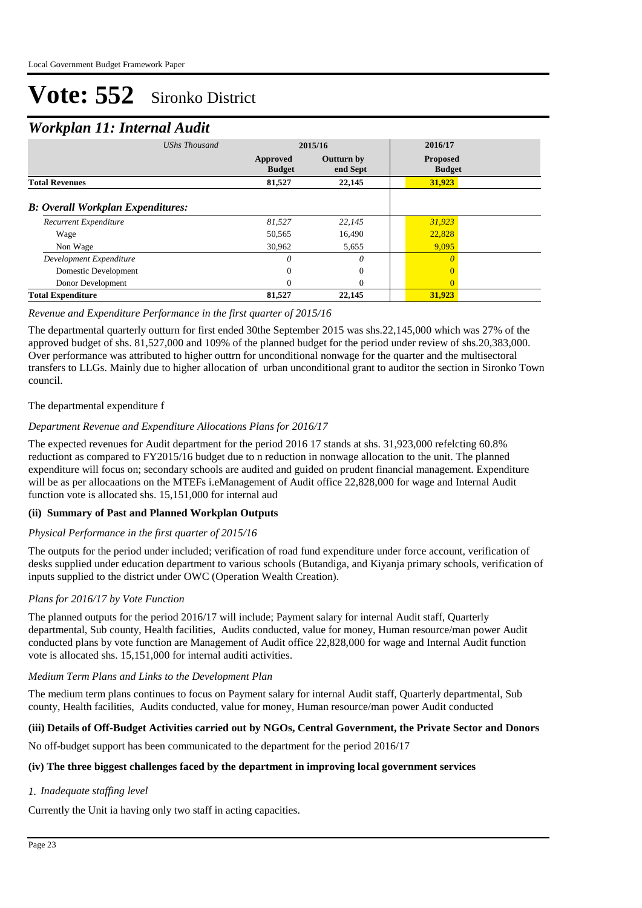# Vote: 552 Sironko District

## *Workplan 11: Internal Audit*

| *UShs Thousand* | 2015/16 | | 2016/17 |
|---|---|---|---|
| | **Approved Budget** | **Outturn by end Sept** | **Proposed Budget** |
| **Total Revenues** | **81,527** | **22,145** | **31,923** |
| ***B: Overall Workplan Expenditures:*** | | | |
| *Recurrent Expenditure* | *81,527* | *22,145* | *31,923* |
| Wage | 50,565 | 16,490 | 22,828 |
| Non Wage | 30,962 | 5,655 | 9,095 |
| *Development Expenditure* | *0* | *0* | *0* |
| Domestic Development | 0 | 0 | 0 |
| Donor Development | 0 | 0 | 0 |
| **Total Expenditure** | **81,527** | **22,145** | **31,923** |

*Revenue and Expenditure Performance in the first quarter of 2015/16*

The departmental quarterly outturn for first ended 30the September 2015 was shs.22,145,000 which was 27% of the approved budget of shs. 81,527,000 and 109% of the planned budget for the period under review of shs.20,383,000. Over performance was attributed to higher outtrn for unconditional nonwage for the quarter and the multisectoral transfers to LLGs. Mainly due to higher allocation of urban unconditional grant to auditor the section in Sironko Town council.

The departmental expenditure f

*Department Revenue and Expenditure Allocations Plans for 2016/17*

The expected revenues for Audit department for the period 2016 17 stands at shs. 31,923,000 refelcting 60.8% reductiont as compared to FY2015/16 budget due to n reduction in nonwage allocation to the unit. The planned expenditure will focus on; secondary schools are audited and guided on prudent financial management. Expenditure will be as per allocaations on the MTEFs i.eManagement of Audit office 22,828,000 for wage and Internal Audit function vote is allocated shs. 15,151,000 for internal aud

### (ii) Summary of Past and Planned Workplan Outputs

*Physical Performance in the first quarter of 2015/16*

The outputs for the period under included; verification of road fund expenditure under force account, verification of desks supplied under education department to various schools (Butandiga, and Kiyanja primary schools, verification of inputs supplied to the district under OWC (Operation Wealth Creation).

*Plans for 2016/17 by Vote Function*

The planned outputs for the period 2016/17 will include; Payment salary for internal Audit staff, Quarterly departmental, Sub county, Health facilities, Audits conducted, value for money, Human resource/man power Audit conducted plans by vote function are Management of Audit office 22,828,000 for wage and Internal Audit function vote is allocated shs. 15,151,000 for internal auditi activities.

*Medium Term Plans and Links to the Development Plan*

The medium term plans continues to focus on Payment salary for internal Audit staff, Quarterly departmental, Sub county, Health facilities, Audits conducted, value for money, Human resource/man power Audit conducted

### (iii) Details of Off-Budget Activities carried out by NGOs, Central Government, the Private Sector and Donors

No off-budget support has been communicated to the department for the period 2016/17

### (iv) The three biggest challenges faced by the department in improving local government services

*1. Inadequate staffing level*

Currently the Unit ia having only two staff in acting capacities.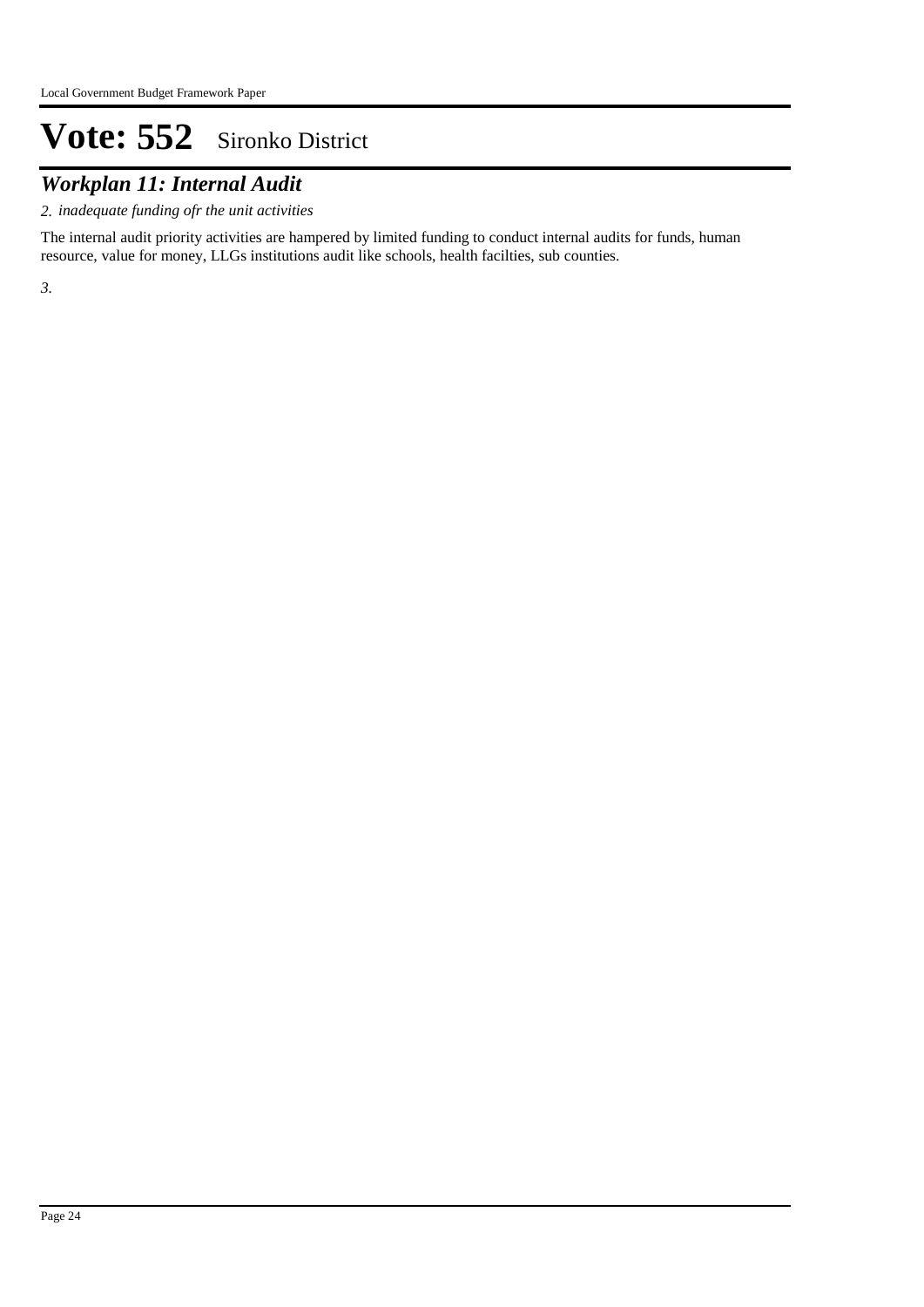# Vote: 552 Sironko District

## *Workplan 11: Internal Audit*

*2. inadequate funding ofr the unit activities*

The internal audit priority activities are hampered by limited funding to conduct internal audits for funds, human resource, value for money, LLGs institutions audit like schools, health facilties, sub counties.

*3.*